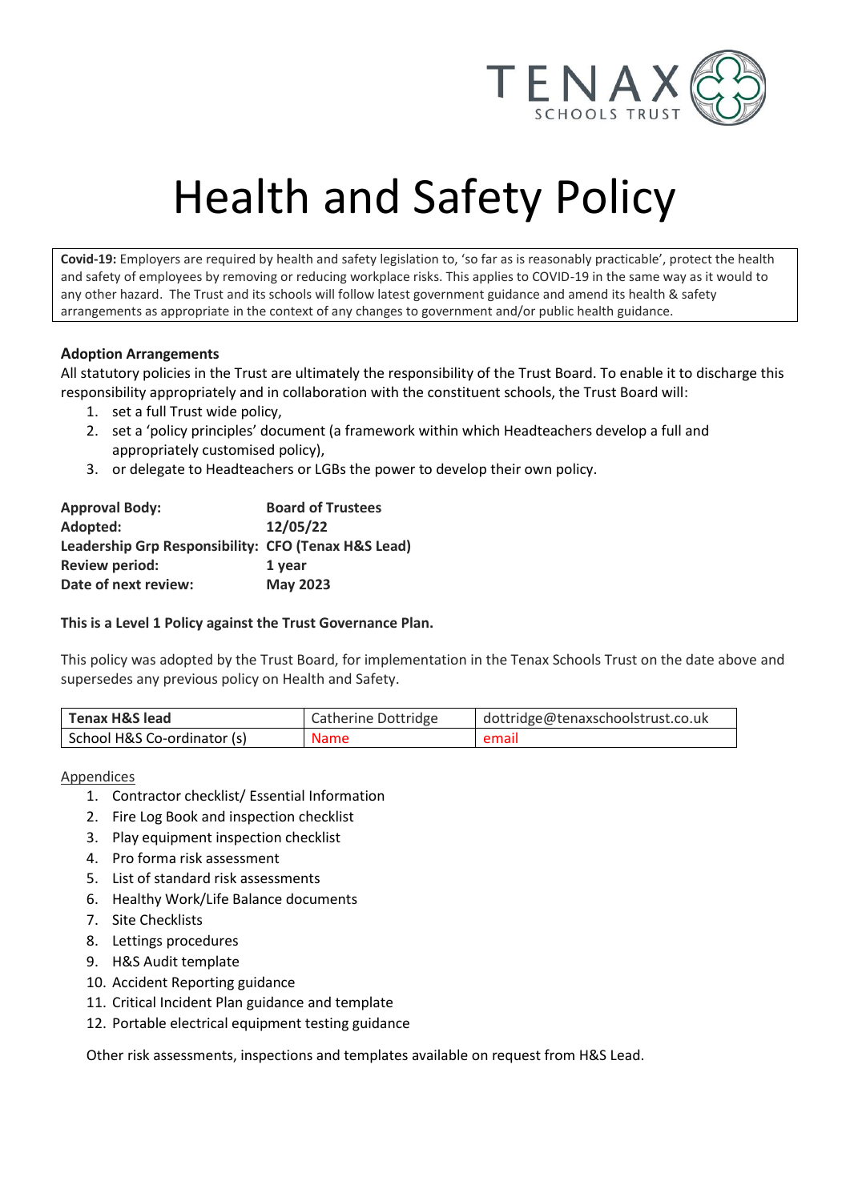# Health and Safety Policy

**Covid-19:** Employers are required by health and safety legislation to, 'so far as is reasonably practicable', protect the health and safety of employees by removing or reducing workplace risks. This applies to COVID-19 in the same way as it would to any other hazard. The Trust and its schools will follow latest government guidance and amend its health & safety arrangements as appropriate in the context of any changes to government and/or public health guidance.

**Adoption Arrangements**

All statutory policies in the Trust are ultimately the responsibility of the Trust Board. To enable it to discharge this responsibility appropriately and in collaboration with the constituent schools, the Trust Board will:

1. set a full Trust wide policy,
2. set a 'policy principles' document (a framework within which Headteachers develop a full and appropriately customised policy),
3. or delegate to Headteachers or LGBs the power to develop their own policy.

**Approval Body:** **Board of Trustees**
**Adopted:** **12/05/22**
**Leadership Grp Responsibility:** **CFO (Tenax H&S Lead)**
**Review period:** **1 year**
**Date of next review:** **May 2023**

**This is a Level 1 Policy against the Trust Governance Plan.**

This policy was adopted by the Trust Board, for implementation in the Tenax Schools Trust on the date above and supersedes any previous policy on Health and Safety.

| **Tenax H&S lead** | Catherine Dottridge | dottridge@tenaxschoolstrust.co.uk |
|---|---|---|
| School H&S Co-ordinator (s) | Name | email |

Appendices

1. Contractor checklist/ Essential Information
2. Fire Log Book and inspection checklist
3. Play equipment inspection checklist
4. Pro forma risk assessment
5. List of standard risk assessments
6. Healthy Work/Life Balance documents
7. Site Checklists
8. Lettings procedures
9. H&S Audit template
10. Accident Reporting guidance
11. Critical Incident Plan guidance and template
12. Portable electrical equipment testing guidance

Other risk assessments, inspections and templates available on request from H&S Lead.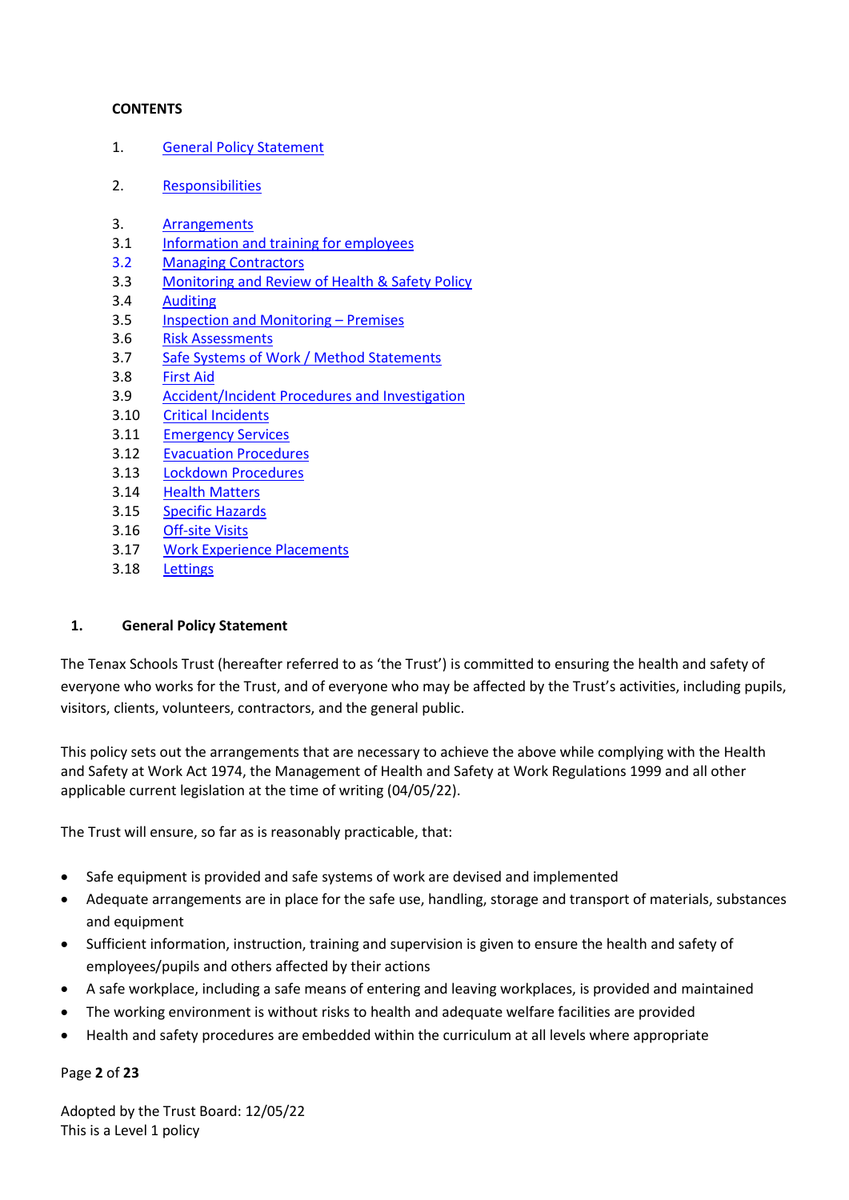**CONTENTS**

1. General Policy Statement

2. Responsibilities

3. Arrangements
3.1 Information and training for employees
3.2 Managing Contractors
3.3 Monitoring and Review of Health & Safety Policy
3.4 Auditing
3.5 Inspection and Monitoring – Premises
3.6 Risk Assessments
3.7 Safe Systems of Work / Method Statements
3.8 First Aid
3.9 Accident/Incident Procedures and Investigation
3.10 Critical Incidents
3.11 Emergency Services
3.12 Evacuation Procedures
3.13 Lockdown Procedures
3.14 Health Matters
3.15 Specific Hazards
3.16 Off-site Visits
3.17 Work Experience Placements
3.18 Lettings

## 1. General Policy Statement

The Tenax Schools Trust (hereafter referred to as 'the Trust') is committed to ensuring the health and safety of everyone who works for the Trust, and of everyone who may be affected by the Trust's activities, including pupils, visitors, clients, volunteers, contractors, and the general public.

This policy sets out the arrangements that are necessary to achieve the above while complying with the Health and Safety at Work Act 1974, the Management of Health and Safety at Work Regulations 1999 and all other applicable current legislation at the time of writing (04/05/22).

The Trust will ensure, so far as is reasonably practicable, that:

- Safe equipment is provided and safe systems of work are devised and implemented
- Adequate arrangements are in place for the safe use, handling, storage and transport of materials, substances and equipment
- Sufficient information, instruction, training and supervision is given to ensure the health and safety of employees/pupils and others affected by their actions
- A safe workplace, including a safe means of entering and leaving workplaces, is provided and maintained
- The working environment is without risks to health and adequate welfare facilities are provided
- Health and safety procedures are embedded within the curriculum at all levels where appropriate

Adopted by the Trust Board: 12/05/22
This is a Level 1 policy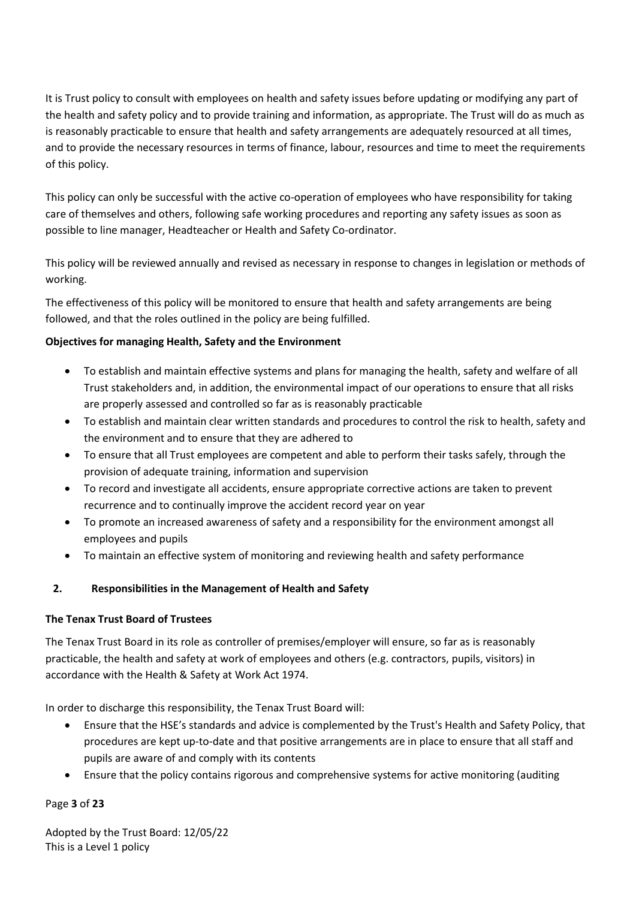It is Trust policy to consult with employees on health and safety issues before updating or modifying any part of the health and safety policy and to provide training and information, as appropriate. The Trust will do as much as is reasonably practicable to ensure that health and safety arrangements are adequately resourced at all times, and to provide the necessary resources in terms of finance, labour, resources and time to meet the requirements of this policy.

This policy can only be successful with the active co-operation of employees who have responsibility for taking care of themselves and others, following safe working procedures and reporting any safety issues as soon as possible to line manager, Headteacher or Health and Safety Co-ordinator.

This policy will be reviewed annually and revised as necessary in response to changes in legislation or methods of working.

The effectiveness of this policy will be monitored to ensure that health and safety arrangements are being followed, and that the roles outlined in the policy are being fulfilled.

**Objectives for managing Health, Safety and the Environment**

- To establish and maintain effective systems and plans for managing the health, safety and welfare of all Trust stakeholders and, in addition, the environmental impact of our operations to ensure that all risks are properly assessed and controlled so far as is reasonably practicable
- To establish and maintain clear written standards and procedures to control the risk to health, safety and the environment and to ensure that they are adhered to
- To ensure that all Trust employees are competent and able to perform their tasks safely, through the provision of adequate training, information and supervision
- To record and investigate all accidents, ensure appropriate corrective actions are taken to prevent recurrence and to continually improve the accident record year on year
- To promote an increased awareness of safety and a responsibility for the environment amongst all employees and pupils
- To maintain an effective system of monitoring and reviewing health and safety performance

## 2. Responsibilities in the Management of Health and Safety

**The Tenax Trust Board of Trustees**

The Tenax Trust Board in its role as controller of premises/employer will ensure, so far as is reasonably practicable, the health and safety at work of employees and others (e.g. contractors, pupils, visitors) in accordance with the Health & Safety at Work Act 1974.

In order to discharge this responsibility, the Tenax Trust Board will:

- Ensure that the HSE's standards and advice is complemented by the Trust's Health and Safety Policy, that procedures are kept up-to-date and that positive arrangements are in place to ensure that all staff and pupils are aware of and comply with its contents
- Ensure that the policy contains rigorous and comprehensive systems for active monitoring (auditing

Adopted by the Trust Board: 12/05/22
This is a Level 1 policy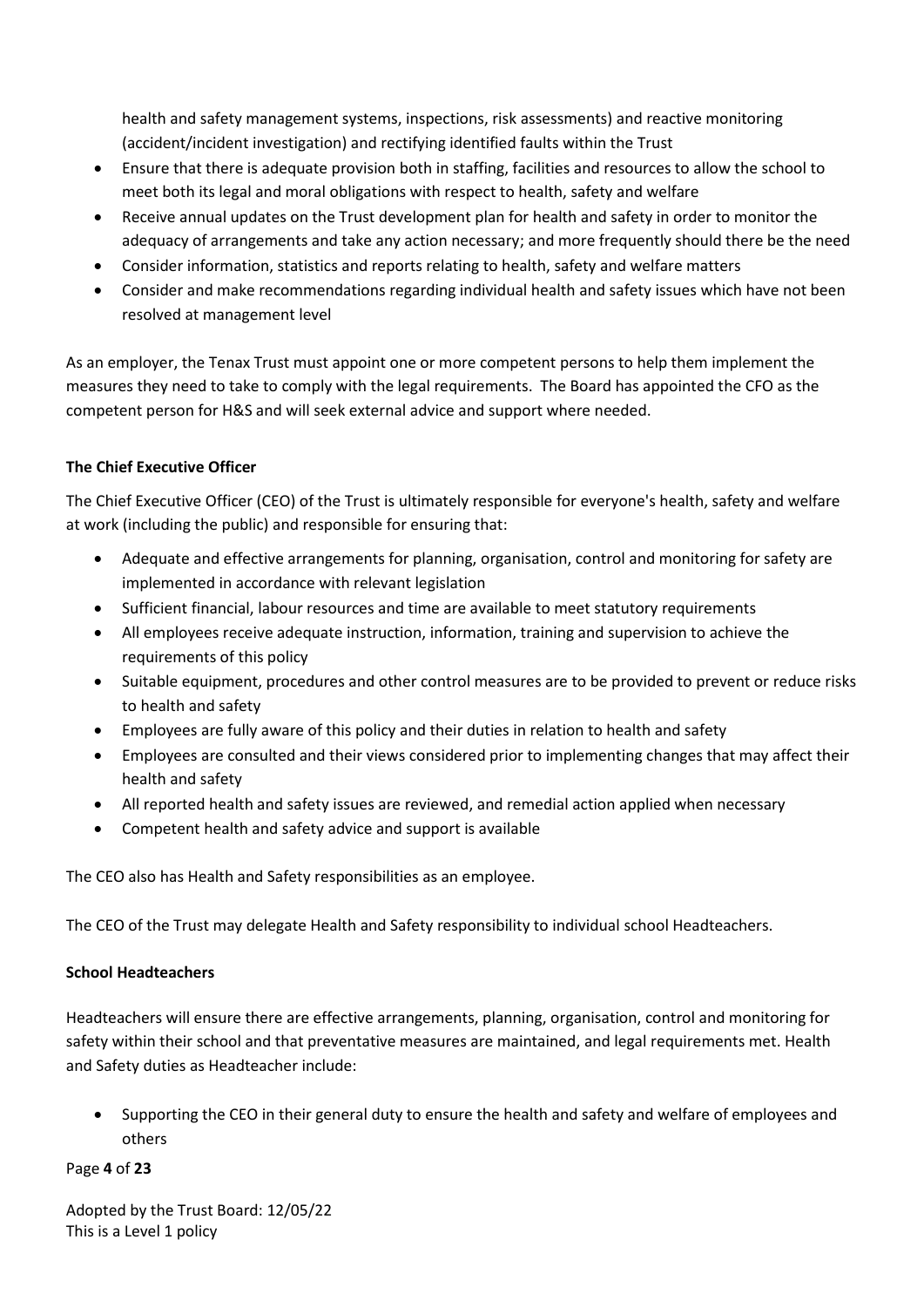health and safety management systems, inspections, risk assessments) and reactive monitoring (accident/incident investigation) and rectifying identified faults within the Trust

- Ensure that there is adequate provision both in staffing, facilities and resources to allow the school to meet both its legal and moral obligations with respect to health, safety and welfare
- Receive annual updates on the Trust development plan for health and safety in order to monitor the adequacy of arrangements and take any action necessary; and more frequently should there be the need
- Consider information, statistics and reports relating to health, safety and welfare matters
- Consider and make recommendations regarding individual health and safety issues which have not been resolved at management level

As an employer, the Tenax Trust must appoint one or more competent persons to help them implement the measures they need to take to comply with the legal requirements. The Board has appointed the CFO as the competent person for H&S and will seek external advice and support where needed.

**The Chief Executive Officer**

The Chief Executive Officer (CEO) of the Trust is ultimately responsible for everyone's health, safety and welfare at work (including the public) and responsible for ensuring that:

- Adequate and effective arrangements for planning, organisation, control and monitoring for safety are implemented in accordance with relevant legislation
- Sufficient financial, labour resources and time are available to meet statutory requirements
- All employees receive adequate instruction, information, training and supervision to achieve the requirements of this policy
- Suitable equipment, procedures and other control measures are to be provided to prevent or reduce risks to health and safety
- Employees are fully aware of this policy and their duties in relation to health and safety
- Employees are consulted and their views considered prior to implementing changes that may affect their health and safety
- All reported health and safety issues are reviewed, and remedial action applied when necessary
- Competent health and safety advice and support is available

The CEO also has Health and Safety responsibilities as an employee.

The CEO of the Trust may delegate Health and Safety responsibility to individual school Headteachers.

**School Headteachers**

Headteachers will ensure there are effective arrangements, planning, organisation, control and monitoring for safety within their school and that preventative measures are maintained, and legal requirements met. Health and Safety duties as Headteacher include:

- Supporting the CEO in their general duty to ensure the health and safety and welfare of employees and others

Adopted by the Trust Board: 12/05/22
This is a Level 1 policy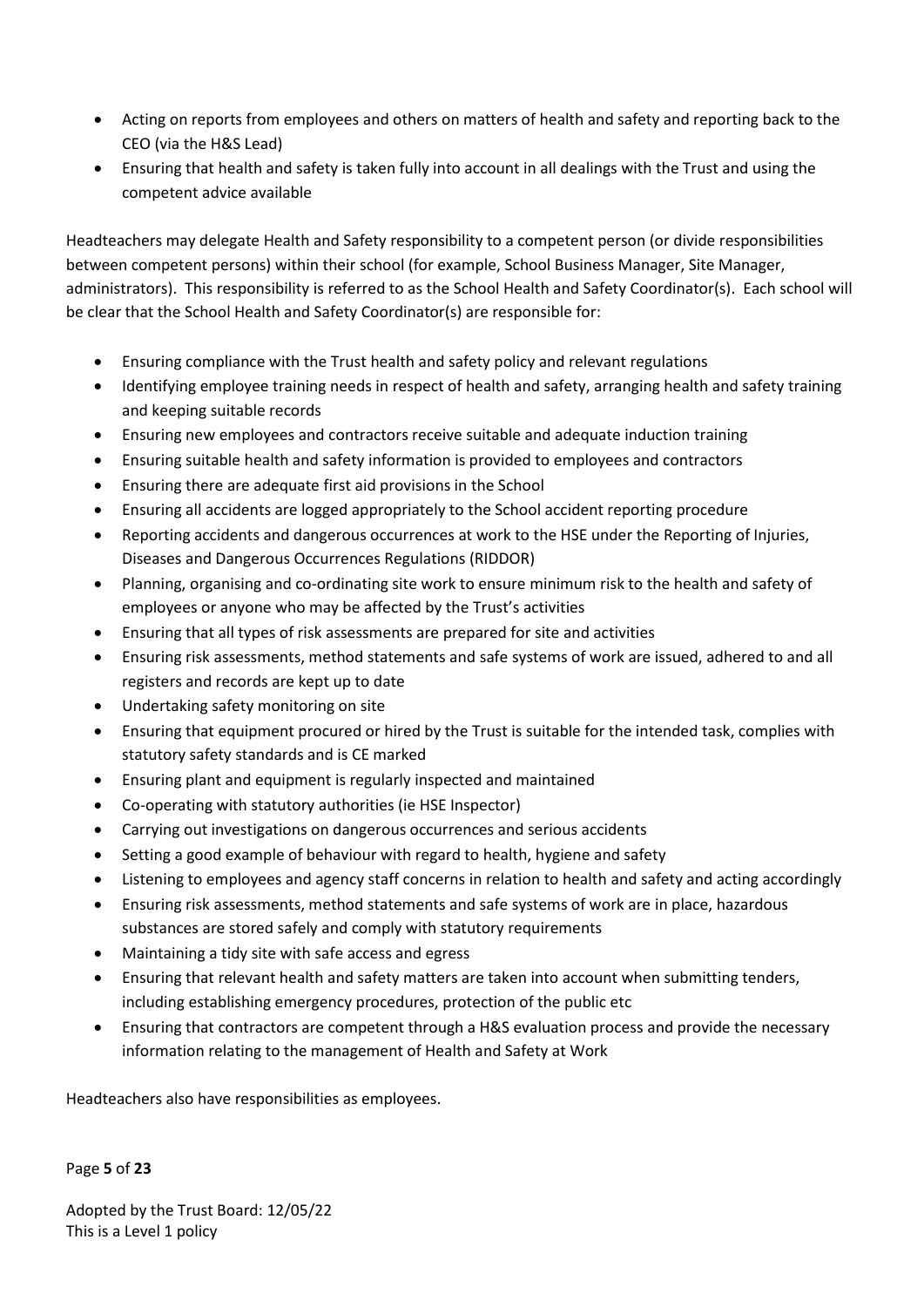- Acting on reports from employees and others on matters of health and safety and reporting back to the CEO (via the H&S Lead)
- Ensuring that health and safety is taken fully into account in all dealings with the Trust and using the competent advice available

Headteachers may delegate Health and Safety responsibility to a competent person (or divide responsibilities between competent persons) within their school (for example, School Business Manager, Site Manager, administrators). This responsibility is referred to as the School Health and Safety Coordinator(s). Each school will be clear that the School Health and Safety Coordinator(s) are responsible for:

- Ensuring compliance with the Trust health and safety policy and relevant regulations
- Identifying employee training needs in respect of health and safety, arranging health and safety training and keeping suitable records
- Ensuring new employees and contractors receive suitable and adequate induction training
- Ensuring suitable health and safety information is provided to employees and contractors
- Ensuring there are adequate first aid provisions in the School
- Ensuring all accidents are logged appropriately to the School accident reporting procedure
- Reporting accidents and dangerous occurrences at work to the HSE under the Reporting of Injuries, Diseases and Dangerous Occurrences Regulations (RIDDOR)
- Planning, organising and co-ordinating site work to ensure minimum risk to the health and safety of employees or anyone who may be affected by the Trust's activities
- Ensuring that all types of risk assessments are prepared for site and activities
- Ensuring risk assessments, method statements and safe systems of work are issued, adhered to and all registers and records are kept up to date
- Undertaking safety monitoring on site
- Ensuring that equipment procured or hired by the Trust is suitable for the intended task, complies with statutory safety standards and is CE marked
- Ensuring plant and equipment is regularly inspected and maintained
- Co-operating with statutory authorities (ie HSE Inspector)
- Carrying out investigations on dangerous occurrences and serious accidents
- Setting a good example of behaviour with regard to health, hygiene and safety
- Listening to employees and agency staff concerns in relation to health and safety and acting accordingly
- Ensuring risk assessments, method statements and safe systems of work are in place, hazardous substances are stored safely and comply with statutory requirements
- Maintaining a tidy site with safe access and egress
- Ensuring that relevant health and safety matters are taken into account when submitting tenders, including establishing emergency procedures, protection of the public etc
- Ensuring that contractors are competent through a H&S evaluation process and provide the necessary information relating to the management of Health and Safety at Work

Headteachers also have responsibilities as employees.

Adopted by the Trust Board: 12/05/22
This is a Level 1 policy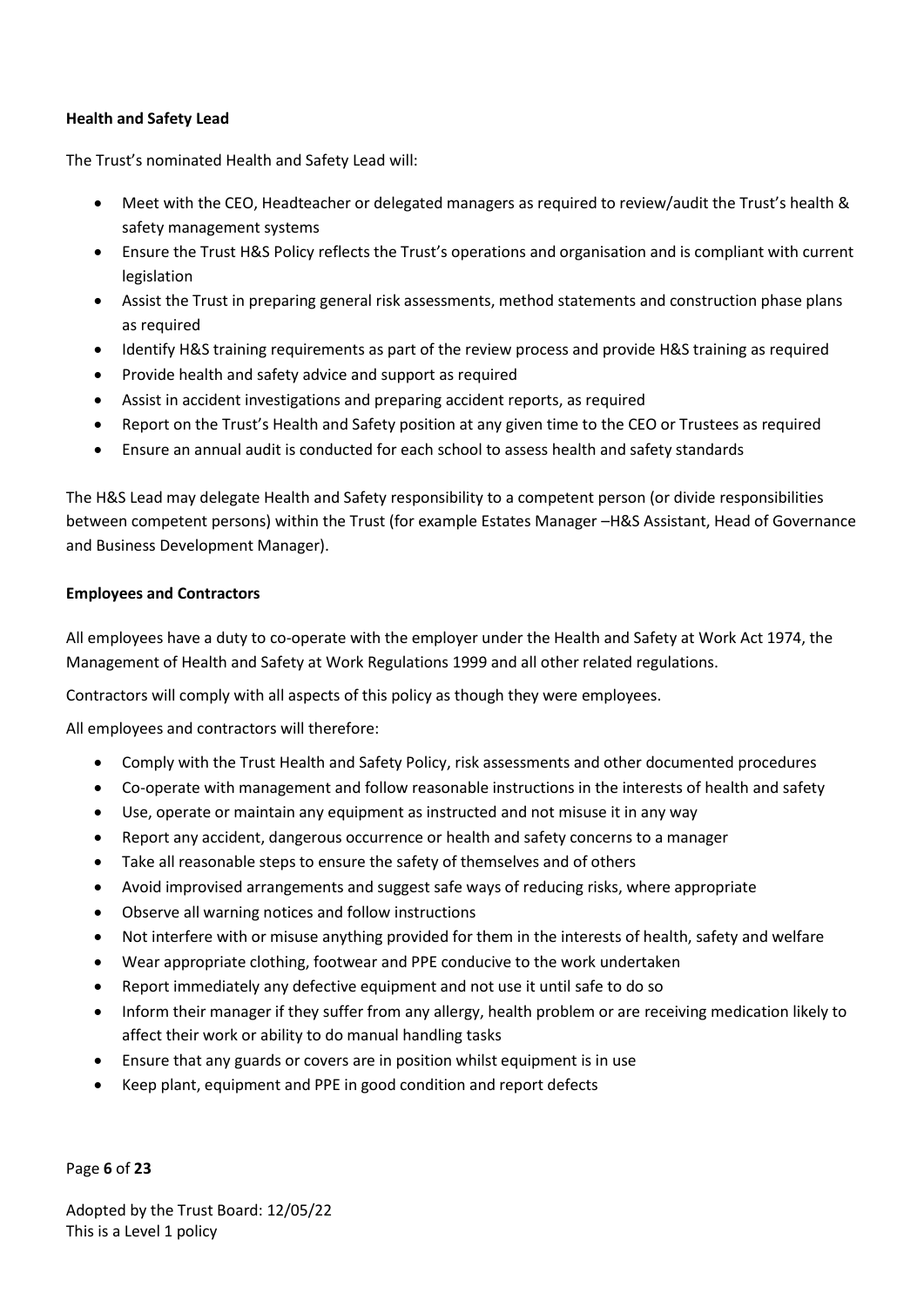**Health and Safety Lead**

The Trust's nominated Health and Safety Lead will:

- Meet with the CEO, Headteacher or delegated managers as required to review/audit the Trust's health & safety management systems
- Ensure the Trust H&S Policy reflects the Trust's operations and organisation and is compliant with current legislation
- Assist the Trust in preparing general risk assessments, method statements and construction phase plans as required
- Identify H&S training requirements as part of the review process and provide H&S training as required
- Provide health and safety advice and support as required
- Assist in accident investigations and preparing accident reports, as required
- Report on the Trust's Health and Safety position at any given time to the CEO or Trustees as required
- Ensure an annual audit is conducted for each school to assess health and safety standards

The H&S Lead may delegate Health and Safety responsibility to a competent person (or divide responsibilities between competent persons) within the Trust (for example Estates Manager –H&S Assistant, Head of Governance and Business Development Manager).

**Employees and Contractors**

All employees have a duty to co-operate with the employer under the Health and Safety at Work Act 1974, the Management of Health and Safety at Work Regulations 1999 and all other related regulations.

Contractors will comply with all aspects of this policy as though they were employees.

All employees and contractors will therefore:

- Comply with the Trust Health and Safety Policy, risk assessments and other documented procedures
- Co-operate with management and follow reasonable instructions in the interests of health and safety
- Use, operate or maintain any equipment as instructed and not misuse it in any way
- Report any accident, dangerous occurrence or health and safety concerns to a manager
- Take all reasonable steps to ensure the safety of themselves and of others
- Avoid improvised arrangements and suggest safe ways of reducing risks, where appropriate
- Observe all warning notices and follow instructions
- Not interfere with or misuse anything provided for them in the interests of health, safety and welfare
- Wear appropriate clothing, footwear and PPE conducive to the work undertaken
- Report immediately any defective equipment and not use it until safe to do so
- Inform their manager if they suffer from any allergy, health problem or are receiving medication likely to affect their work or ability to do manual handling tasks
- Ensure that any guards or covers are in position whilst equipment is in use
- Keep plant, equipment and PPE in good condition and report defects

Adopted by the Trust Board: 12/05/22
This is a Level 1 policy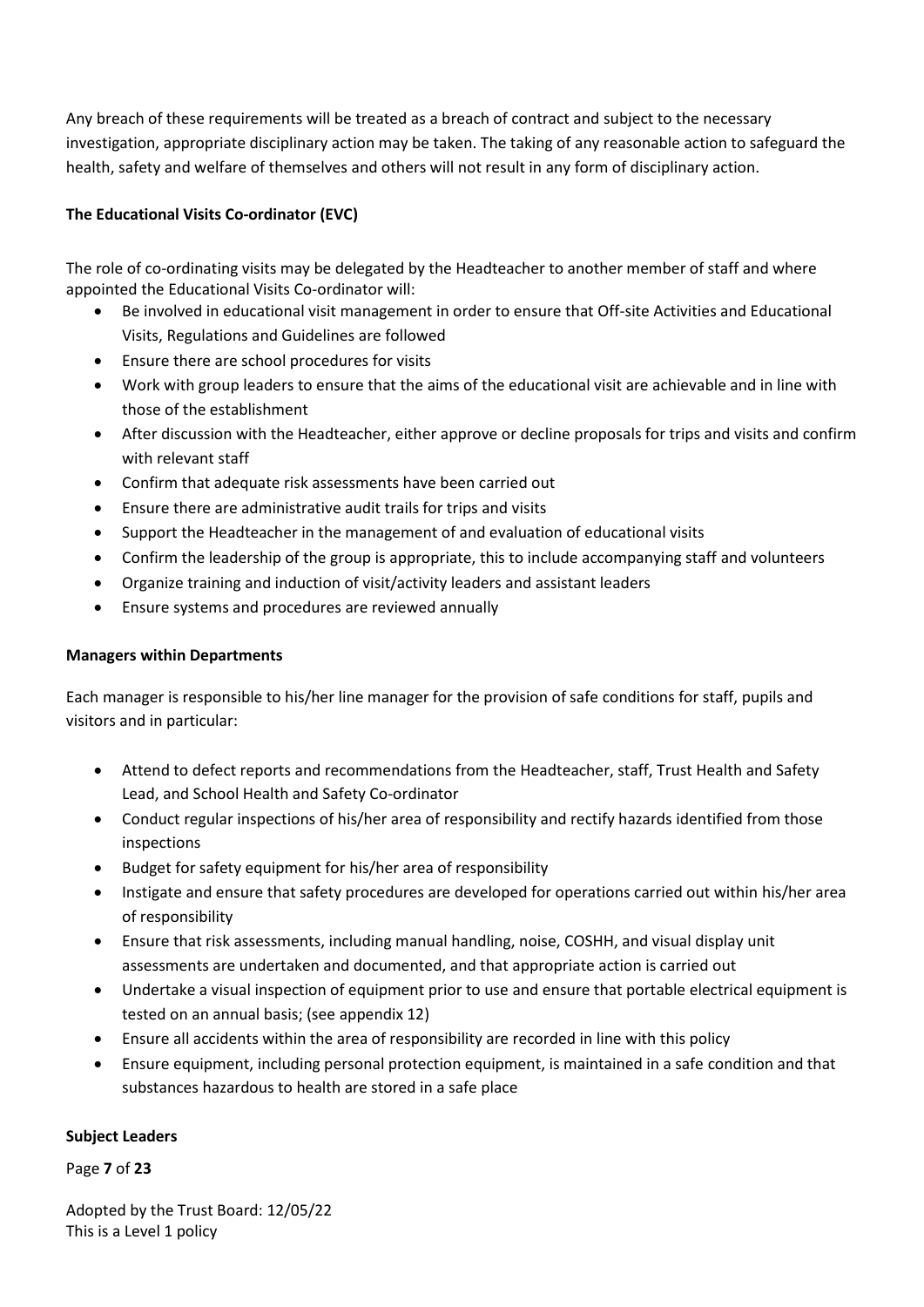Any breach of these requirements will be treated as a breach of contract and subject to the necessary investigation, appropriate disciplinary action may be taken. The taking of any reasonable action to safeguard the health, safety and welfare of themselves and others will not result in any form of disciplinary action.

**The Educational Visits Co-ordinator (EVC)**

The role of co-ordinating visits may be delegated by the Headteacher to another member of staff and where appointed the Educational Visits Co-ordinator will:

- Be involved in educational visit management in order to ensure that Off-site Activities and Educational Visits, Regulations and Guidelines are followed
- Ensure there are school procedures for visits
- Work with group leaders to ensure that the aims of the educational visit are achievable and in line with those of the establishment
- After discussion with the Headteacher, either approve or decline proposals for trips and visits and confirm with relevant staff
- Confirm that adequate risk assessments have been carried out
- Ensure there are administrative audit trails for trips and visits
- Support the Headteacher in the management of and evaluation of educational visits
- Confirm the leadership of the group is appropriate, this to include accompanying staff and volunteers
- Organize training and induction of visit/activity leaders and assistant leaders
- Ensure systems and procedures are reviewed annually

**Managers within Departments**

Each manager is responsible to his/her line manager for the provision of safe conditions for staff, pupils and visitors and in particular:

- Attend to defect reports and recommendations from the Headteacher, staff, Trust Health and Safety Lead, and School Health and Safety Co-ordinator
- Conduct regular inspections of his/her area of responsibility and rectify hazards identified from those inspections
- Budget for safety equipment for his/her area of responsibility
- Instigate and ensure that safety procedures are developed for operations carried out within his/her area of responsibility
- Ensure that risk assessments, including manual handling, noise, COSHH, and visual display unit assessments are undertaken and documented, and that appropriate action is carried out
- Undertake a visual inspection of equipment prior to use and ensure that portable electrical equipment is tested on an annual basis; (see appendix 12)
- Ensure all accidents within the area of responsibility are recorded in line with this policy
- Ensure equipment, including personal protection equipment, is maintained in a safe condition and that substances hazardous to health are stored in a safe place

**Subject Leaders**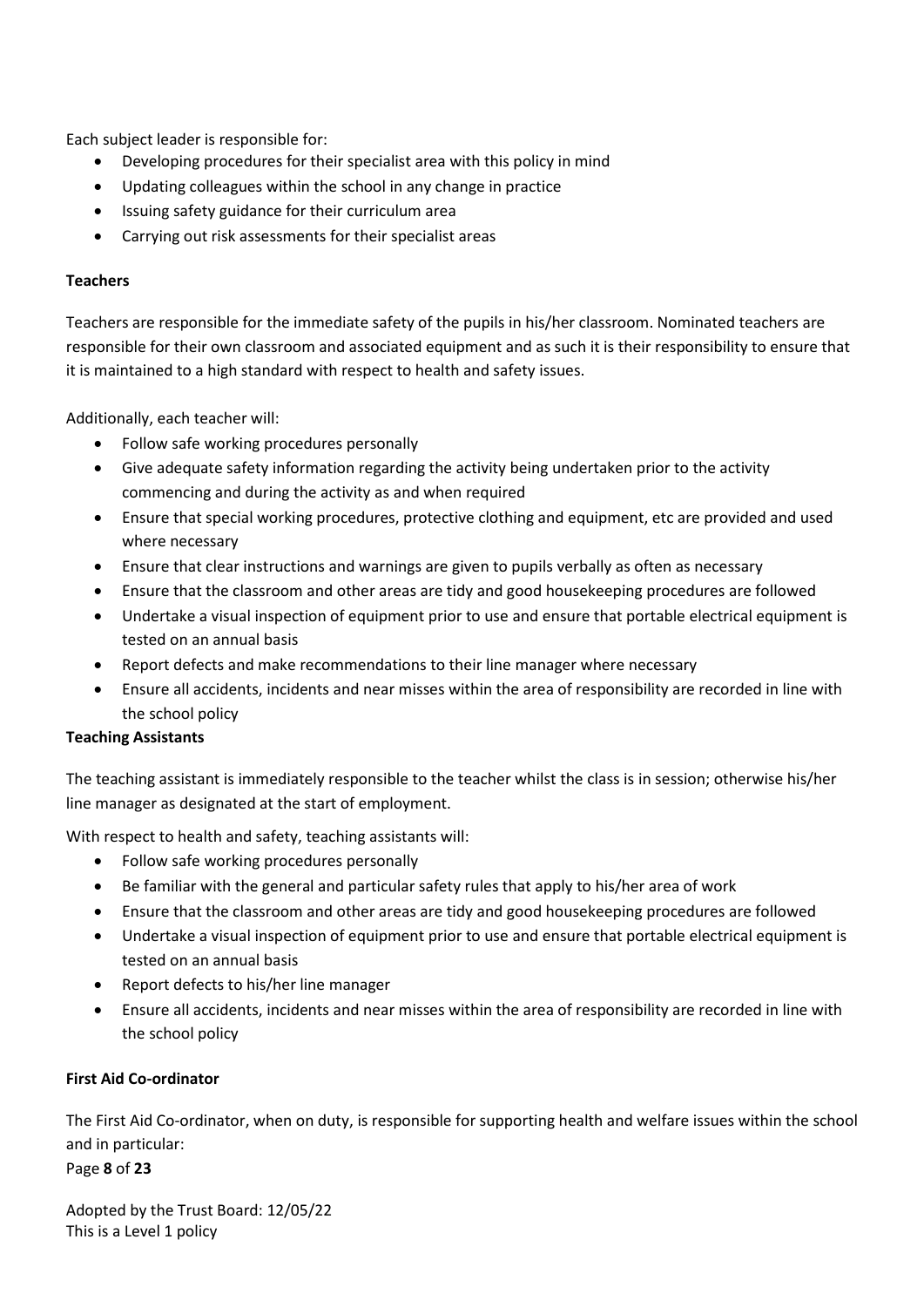Each subject leader is responsible for:

- Developing procedures for their specialist area with this policy in mind
- Updating colleagues within the school in any change in practice
- Issuing safety guidance for their curriculum area
- Carrying out risk assessments for their specialist areas

**Teachers**

Teachers are responsible for the immediate safety of the pupils in his/her classroom. Nominated teachers are responsible for their own classroom and associated equipment and as such it is their responsibility to ensure that it is maintained to a high standard with respect to health and safety issues.

Additionally, each teacher will:

- Follow safe working procedures personally
- Give adequate safety information regarding the activity being undertaken prior to the activity commencing and during the activity as and when required
- Ensure that special working procedures, protective clothing and equipment, etc are provided and used where necessary
- Ensure that clear instructions and warnings are given to pupils verbally as often as necessary
- Ensure that the classroom and other areas are tidy and good housekeeping procedures are followed
- Undertake a visual inspection of equipment prior to use and ensure that portable electrical equipment is tested on an annual basis
- Report defects and make recommendations to their line manager where necessary
- Ensure all accidents, incidents and near misses within the area of responsibility are recorded in line with the school policy

**Teaching Assistants**

The teaching assistant is immediately responsible to the teacher whilst the class is in session; otherwise his/her line manager as designated at the start of employment.

With respect to health and safety, teaching assistants will:

- Follow safe working procedures personally
- Be familiar with the general and particular safety rules that apply to his/her area of work
- Ensure that the classroom and other areas are tidy and good housekeeping procedures are followed
- Undertake a visual inspection of equipment prior to use and ensure that portable electrical equipment is tested on an annual basis
- Report defects to his/her line manager
- Ensure all accidents, incidents and near misses within the area of responsibility are recorded in line with the school policy

**First Aid Co-ordinator**

The First Aid Co-ordinator, when on duty, is responsible for supporting health and welfare issues within the school and in particular: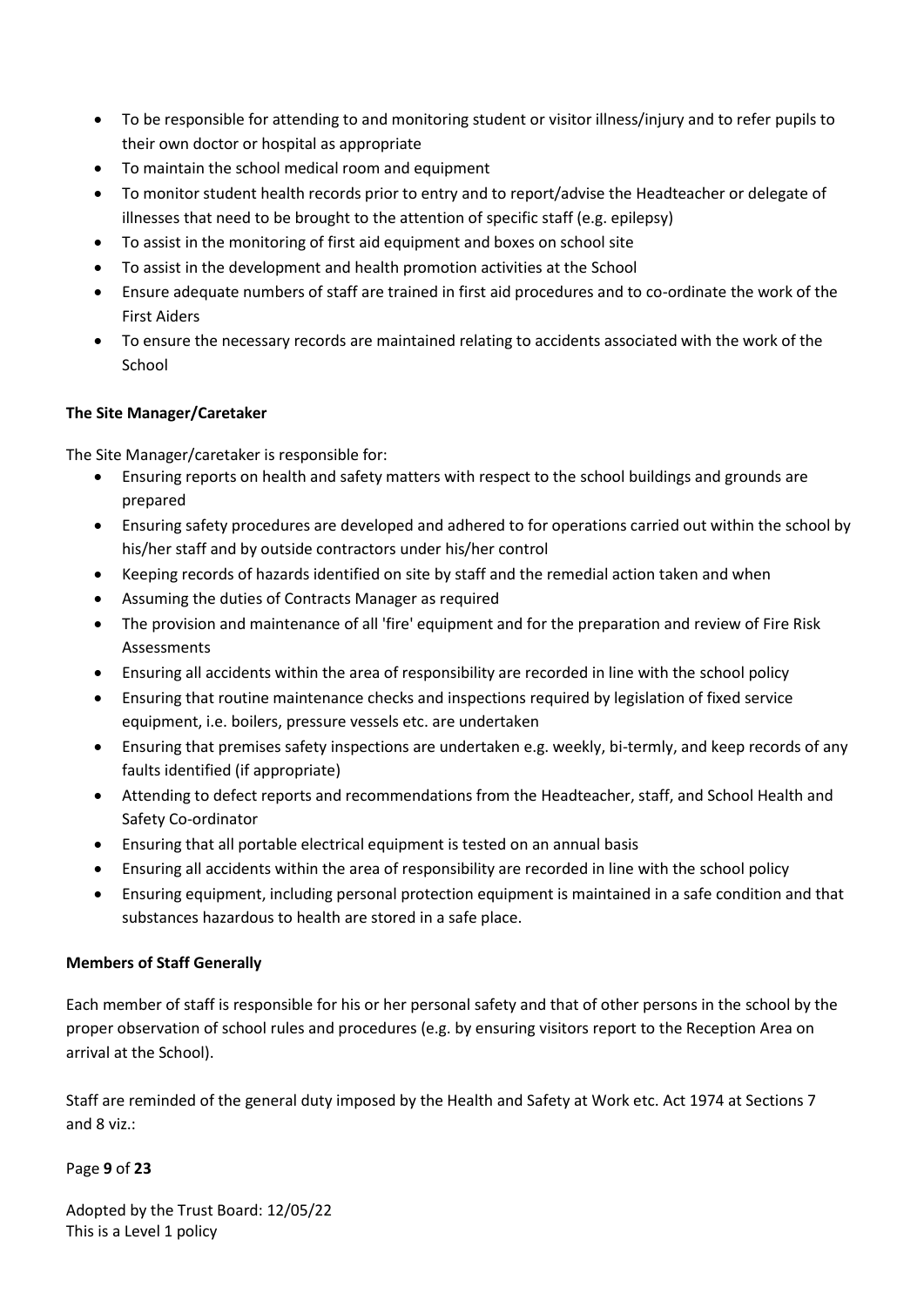- To be responsible for attending to and monitoring student or visitor illness/injury and to refer pupils to their own doctor or hospital as appropriate
- To maintain the school medical room and equipment
- To monitor student health records prior to entry and to report/advise the Headteacher or delegate of illnesses that need to be brought to the attention of specific staff (e.g. epilepsy)
- To assist in the monitoring of first aid equipment and boxes on school site
- To assist in the development and health promotion activities at the School
- Ensure adequate numbers of staff are trained in first aid procedures and to co-ordinate the work of the First Aiders
- To ensure the necessary records are maintained relating to accidents associated with the work of the School

**The Site Manager/Caretaker**

The Site Manager/caretaker is responsible for:

- Ensuring reports on health and safety matters with respect to the school buildings and grounds are prepared
- Ensuring safety procedures are developed and adhered to for operations carried out within the school by his/her staff and by outside contractors under his/her control
- Keeping records of hazards identified on site by staff and the remedial action taken and when
- Assuming the duties of Contracts Manager as required
- The provision and maintenance of all 'fire' equipment and for the preparation and review of Fire Risk Assessments
- Ensuring all accidents within the area of responsibility are recorded in line with the school policy
- Ensuring that routine maintenance checks and inspections required by legislation of fixed service equipment, i.e. boilers, pressure vessels etc. are undertaken
- Ensuring that premises safety inspections are undertaken e.g. weekly, bi-termly, and keep records of any faults identified (if appropriate)
- Attending to defect reports and recommendations from the Headteacher, staff, and School Health and Safety Co-ordinator
- Ensuring that all portable electrical equipment is tested on an annual basis
- Ensuring all accidents within the area of responsibility are recorded in line with the school policy
- Ensuring equipment, including personal protection equipment is maintained in a safe condition and that substances hazardous to health are stored in a safe place.

**Members of Staff Generally**

Each member of staff is responsible for his or her personal safety and that of other persons in the school by the proper observation of school rules and procedures (e.g. by ensuring visitors report to the Reception Area on arrival at the School).

Staff are reminded of the general duty imposed by the Health and Safety at Work etc. Act 1974 at Sections 7 and 8 viz.: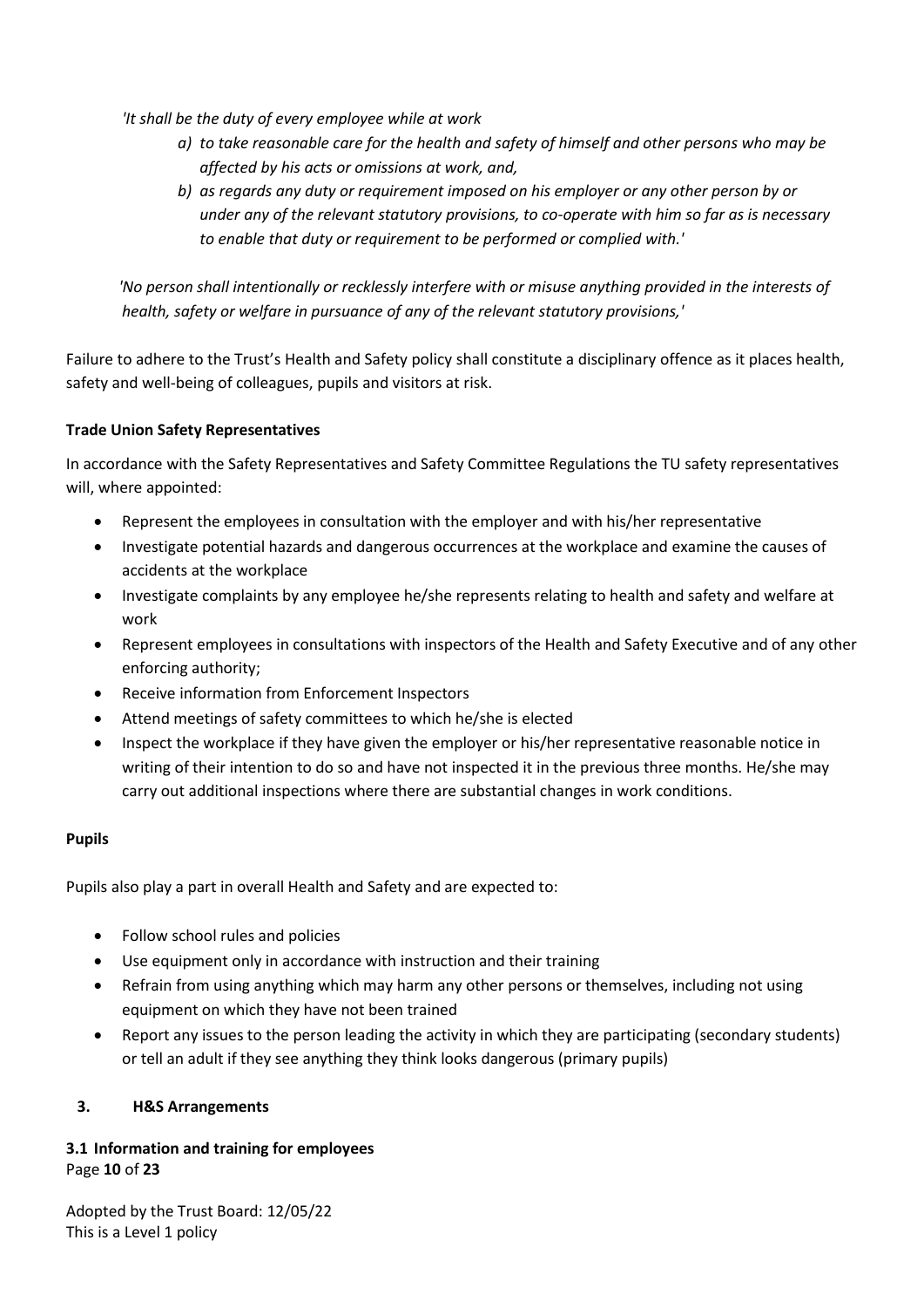*'It shall be the duty of every employee while at work*

> *a) to take reasonable care for the health and safety of himself and other persons who may be affected by his acts or omissions at work, and,*
>
> *b) as regards any duty or requirement imposed on his employer or any other person by or under any of the relevant statutory provisions, to co-operate with him so far as is necessary to enable that duty or requirement to be performed or complied with.'*

*'No person shall intentionally or recklessly interfere with or misuse anything provided in the interests of health, safety or welfare in pursuance of any of the relevant statutory provisions,'*

Failure to adhere to the Trust's Health and Safety policy shall constitute a disciplinary offence as it places health, safety and well-being of colleagues, pupils and visitors at risk.

**Trade Union Safety Representatives**

In accordance with the Safety Representatives and Safety Committee Regulations the TU safety representatives will, where appointed:

- Represent the employees in consultation with the employer and with his/her representative
- Investigate potential hazards and dangerous occurrences at the workplace and examine the causes of accidents at the workplace
- Investigate complaints by any employee he/she represents relating to health and safety and welfare at work
- Represent employees in consultations with inspectors of the Health and Safety Executive and of any other enforcing authority;
- Receive information from Enforcement Inspectors
- Attend meetings of safety committees to which he/she is elected
- Inspect the workplace if they have given the employer or his/her representative reasonable notice in writing of their intention to do so and have not inspected it in the previous three months. He/she may carry out additional inspections where there are substantial changes in work conditions.

**Pupils**

Pupils also play a part in overall Health and Safety and are expected to:

- Follow school rules and policies
- Use equipment only in accordance with instruction and their training
- Refrain from using anything which may harm any other persons or themselves, including not using equipment on which they have not been trained
- Report any issues to the person leading the activity in which they are participating (secondary students) or tell an adult if they see anything they think looks dangerous (primary pupils)

## 3. H&S Arrangements

### 3.1 Information and training for employees

Adopted by the Trust Board: 12/05/22
This is a Level 1 policy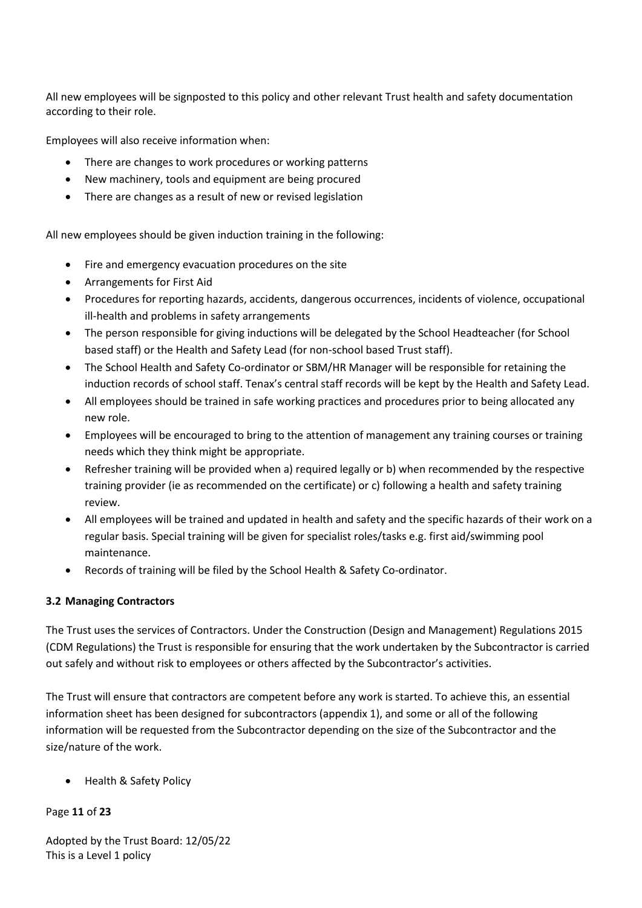All new employees will be signposted to this policy and other relevant Trust health and safety documentation according to their role.

Employees will also receive information when:

- There are changes to work procedures or working patterns
- New machinery, tools and equipment are being procured
- There are changes as a result of new or revised legislation

All new employees should be given induction training in the following:

- Fire and emergency evacuation procedures on the site
- Arrangements for First Aid
- Procedures for reporting hazards, accidents, dangerous occurrences, incidents of violence, occupational ill-health and problems in safety arrangements
- The person responsible for giving inductions will be delegated by the School Headteacher (for School based staff) or the Health and Safety Lead (for non-school based Trust staff).
- The School Health and Safety Co-ordinator or SBM/HR Manager will be responsible for retaining the induction records of school staff. Tenax's central staff records will be kept by the Health and Safety Lead.
- All employees should be trained in safe working practices and procedures prior to being allocated any new role.
- Employees will be encouraged to bring to the attention of management any training courses or training needs which they think might be appropriate.
- Refresher training will be provided when a) required legally or b) when recommended by the respective training provider (ie as recommended on the certificate) or c) following a health and safety training review.
- All employees will be trained and updated in health and safety and the specific hazards of their work on a regular basis. Special training will be given for specialist roles/tasks e.g. first aid/swimming pool maintenance.
- Records of training will be filed by the School Health & Safety Co-ordinator.

### 3.2 Managing Contractors

The Trust uses the services of Contractors. Under the Construction (Design and Management) Regulations 2015 (CDM Regulations) the Trust is responsible for ensuring that the work undertaken by the Subcontractor is carried out safely and without risk to employees or others affected by the Subcontractor's activities.

The Trust will ensure that contractors are competent before any work is started. To achieve this, an essential information sheet has been designed for subcontractors (appendix 1), and some or all of the following information will be requested from the Subcontractor depending on the size of the Subcontractor and the size/nature of the work.

- Health & Safety Policy

Adopted by the Trust Board: 12/05/22
This is a Level 1 policy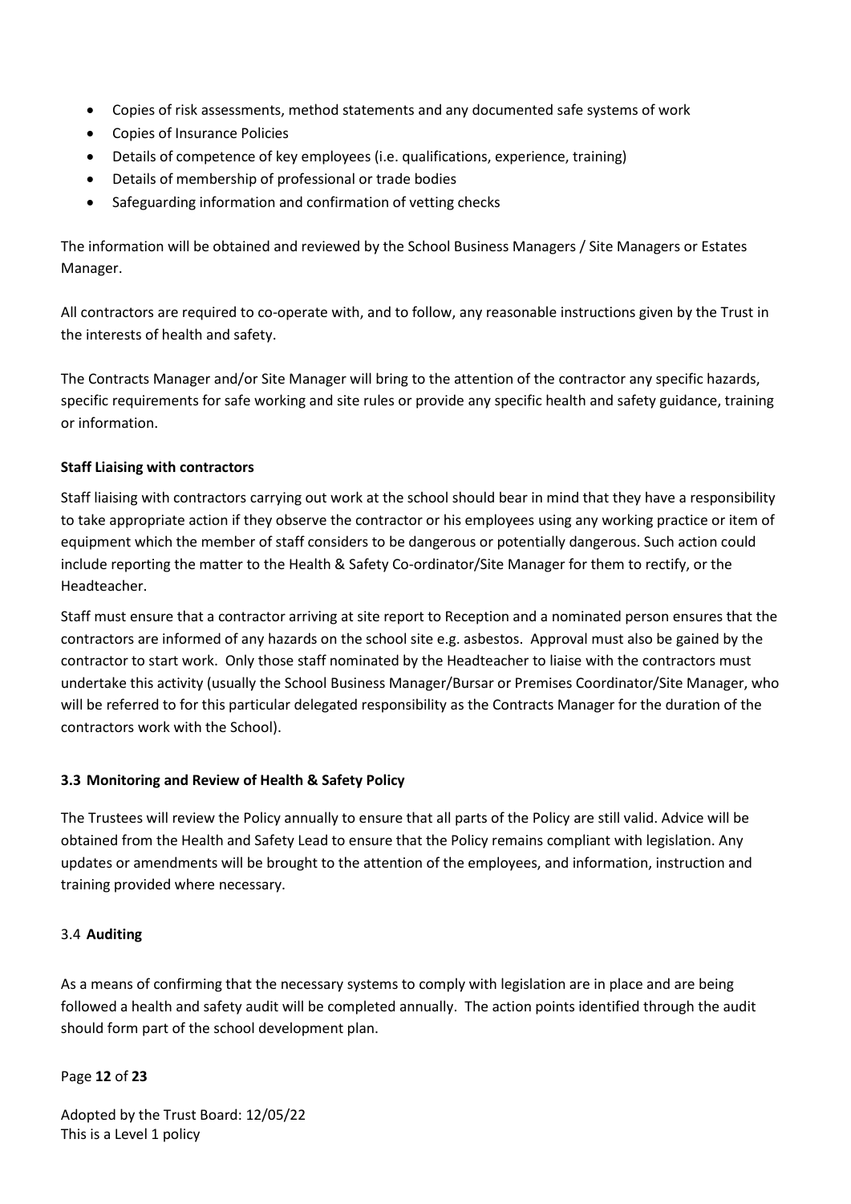- Copies of risk assessments, method statements and any documented safe systems of work
- Copies of Insurance Policies
- Details of competence of key employees (i.e. qualifications, experience, training)
- Details of membership of professional or trade bodies
- Safeguarding information and confirmation of vetting checks

The information will be obtained and reviewed by the School Business Managers / Site Managers or Estates Manager.

All contractors are required to co-operate with, and to follow, any reasonable instructions given by the Trust in the interests of health and safety.

The Contracts Manager and/or Site Manager will bring to the attention of the contractor any specific hazards, specific requirements for safe working and site rules or provide any specific health and safety guidance, training or information.

**Staff Liaising with contractors**

Staff liaising with contractors carrying out work at the school should bear in mind that they have a responsibility to take appropriate action if they observe the contractor or his employees using any working practice or item of equipment which the member of staff considers to be dangerous or potentially dangerous. Such action could include reporting the matter to the Health & Safety Co-ordinator/Site Manager for them to rectify, or the Headteacher.

Staff must ensure that a contractor arriving at site report to Reception and a nominated person ensures that the contractors are informed of any hazards on the school site e.g. asbestos. Approval must also be gained by the contractor to start work. Only those staff nominated by the Headteacher to liaise with the contractors must undertake this activity (usually the School Business Manager/Bursar or Premises Coordinator/Site Manager, who will be referred to for this particular delegated responsibility as the Contracts Manager for the duration of the contractors work with the School).

### 3.3 Monitoring and Review of Health & Safety Policy

The Trustees will review the Policy annually to ensure that all parts of the Policy are still valid. Advice will be obtained from the Health and Safety Lead to ensure that the Policy remains compliant with legislation. Any updates or amendments will be brought to the attention of the employees, and information, instruction and training provided where necessary.

### 3.4 **Auditing**

As a means of confirming that the necessary systems to comply with legislation are in place and are being followed a health and safety audit will be completed annually. The action points identified through the audit should form part of the school development plan.

Adopted by the Trust Board: 12/05/22
This is a Level 1 policy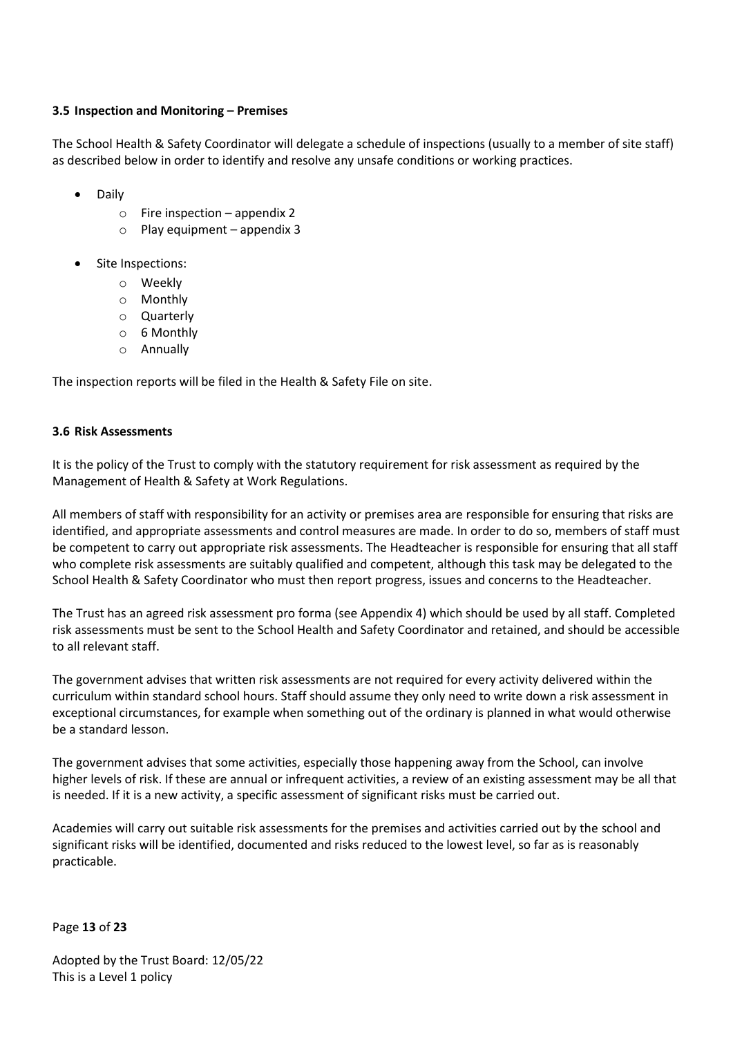### 3.5 Inspection and Monitoring – Premises

The School Health & Safety Coordinator will delegate a schedule of inspections (usually to a member of site staff) as described below in order to identify and resolve any unsafe conditions or working practices.

- Daily
  - Fire inspection – appendix 2
  - Play equipment – appendix 3
- Site Inspections:
  - Weekly
  - Monthly
  - Quarterly
  - 6 Monthly
  - Annually

The inspection reports will be filed in the Health & Safety File on site.

### 3.6 Risk Assessments

It is the policy of the Trust to comply with the statutory requirement for risk assessment as required by the Management of Health & Safety at Work Regulations.

All members of staff with responsibility for an activity or premises area are responsible for ensuring that risks are identified, and appropriate assessments and control measures are made. In order to do so, members of staff must be competent to carry out appropriate risk assessments. The Headteacher is responsible for ensuring that all staff who complete risk assessments are suitably qualified and competent, although this task may be delegated to the School Health & Safety Coordinator who must then report progress, issues and concerns to the Headteacher.

The Trust has an agreed risk assessment pro forma (see Appendix 4) which should be used by all staff. Completed risk assessments must be sent to the School Health and Safety Coordinator and retained, and should be accessible to all relevant staff.

The government advises that written risk assessments are not required for every activity delivered within the curriculum within standard school hours. Staff should assume they only need to write down a risk assessment in exceptional circumstances, for example when something out of the ordinary is planned in what would otherwise be a standard lesson.

The government advises that some activities, especially those happening away from the School, can involve higher levels of risk. If these are annual or infrequent activities, a review of an existing assessment may be all that is needed. If it is a new activity, a specific assessment of significant risks must be carried out.

Academies will carry out suitable risk assessments for the premises and activities carried out by the school and significant risks will be identified, documented and risks reduced to the lowest level, so far as is reasonably practicable.

Adopted by the Trust Board: 12/05/22
This is a Level 1 policy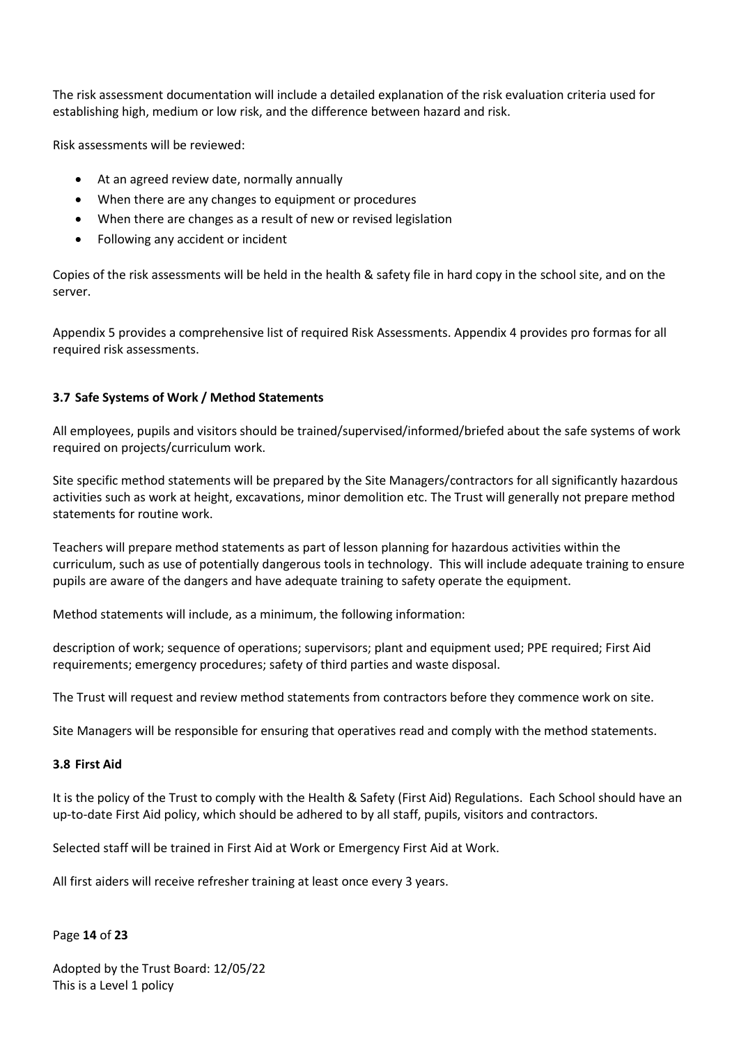The risk assessment documentation will include a detailed explanation of the risk evaluation criteria used for establishing high, medium or low risk, and the difference between hazard and risk.

Risk assessments will be reviewed:

- At an agreed review date, normally annually
- When there are any changes to equipment or procedures
- When there are changes as a result of new or revised legislation
- Following any accident or incident

Copies of the risk assessments will be held in the health & safety file in hard copy in the school site, and on the server.

Appendix 5 provides a comprehensive list of required Risk Assessments. Appendix 4 provides pro formas for all required risk assessments.

### 3.7 Safe Systems of Work / Method Statements

All employees, pupils and visitors should be trained/supervised/informed/briefed about the safe systems of work required on projects/curriculum work.

Site specific method statements will be prepared by the Site Managers/contractors for all significantly hazardous activities such as work at height, excavations, minor demolition etc. The Trust will generally not prepare method statements for routine work.

Teachers will prepare method statements as part of lesson planning for hazardous activities within the curriculum, such as use of potentially dangerous tools in technology. This will include adequate training to ensure pupils are aware of the dangers and have adequate training to safety operate the equipment.

Method statements will include, as a minimum, the following information:

description of work; sequence of operations; supervisors; plant and equipment used; PPE required; First Aid requirements; emergency procedures; safety of third parties and waste disposal.

The Trust will request and review method statements from contractors before they commence work on site.

Site Managers will be responsible for ensuring that operatives read and comply with the method statements.

### 3.8 First Aid

It is the policy of the Trust to comply with the Health & Safety (First Aid) Regulations. Each School should have an up-to-date First Aid policy, which should be adhered to by all staff, pupils, visitors and contractors.

Selected staff will be trained in First Aid at Work or Emergency First Aid at Work.

All first aiders will receive refresher training at least once every 3 years.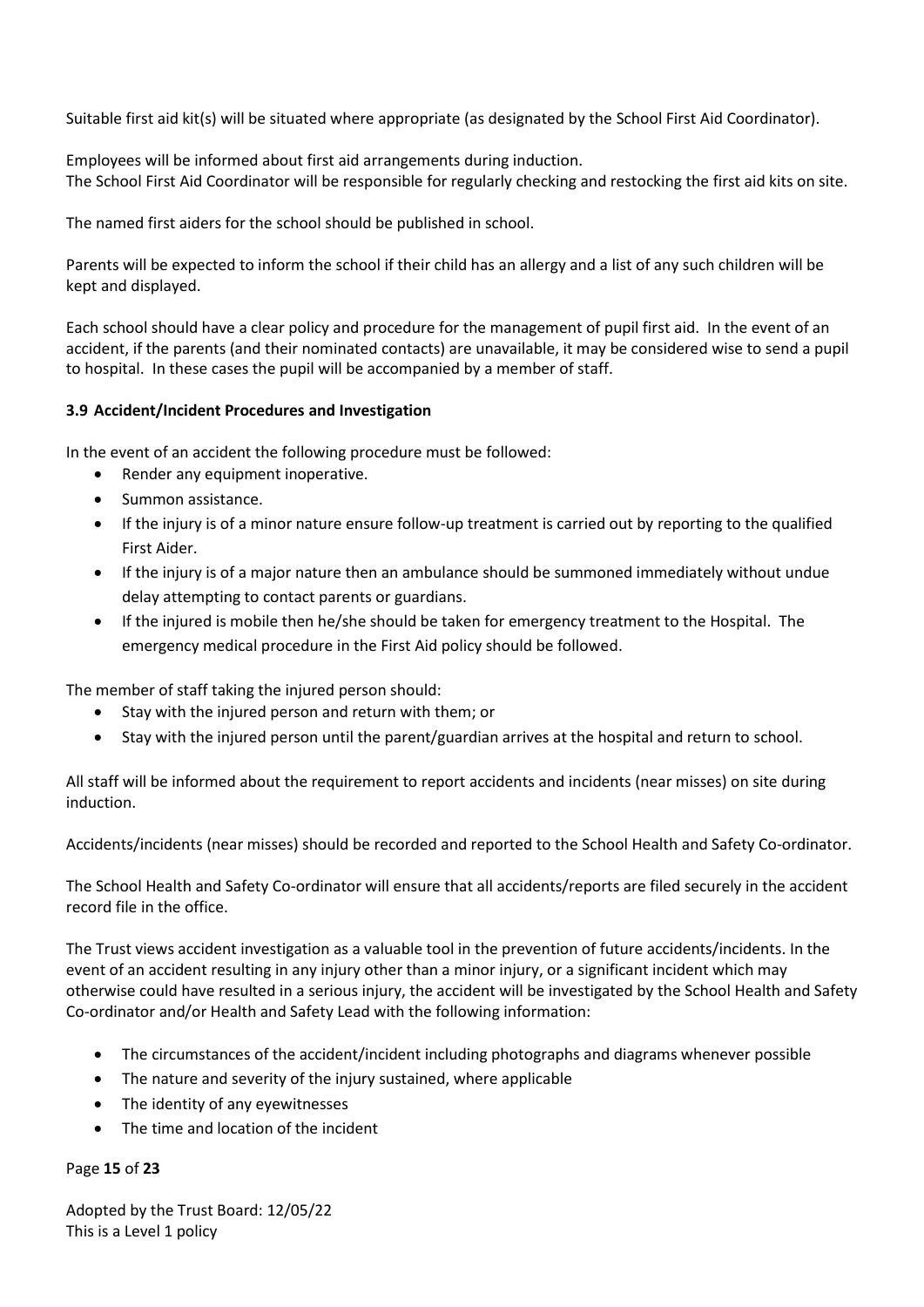Suitable first aid kit(s) will be situated where appropriate (as designated by the School First Aid Coordinator).

Employees will be informed about first aid arrangements during induction.
The School First Aid Coordinator will be responsible for regularly checking and restocking the first aid kits on site.

The named first aiders for the school should be published in school.

Parents will be expected to inform the school if their child has an allergy and a list of any such children will be kept and displayed.

Each school should have a clear policy and procedure for the management of pupil first aid. In the event of an accident, if the parents (and their nominated contacts) are unavailable, it may be considered wise to send a pupil to hospital. In these cases the pupil will be accompanied by a member of staff.

### 3.9 Accident/Incident Procedures and Investigation

In the event of an accident the following procedure must be followed:

- Render any equipment inoperative.
- Summon assistance.
- If the injury is of a minor nature ensure follow-up treatment is carried out by reporting to the qualified First Aider.
- If the injury is of a major nature then an ambulance should be summoned immediately without undue delay attempting to contact parents or guardians.
- If the injured is mobile then he/she should be taken for emergency treatment to the Hospital. The emergency medical procedure in the First Aid policy should be followed.

The member of staff taking the injured person should:

- Stay with the injured person and return with them; or
- Stay with the injured person until the parent/guardian arrives at the hospital and return to school.

All staff will be informed about the requirement to report accidents and incidents (near misses) on site during induction.

Accidents/incidents (near misses) should be recorded and reported to the School Health and Safety Co-ordinator.

The School Health and Safety Co-ordinator will ensure that all accidents/reports are filed securely in the accident record file in the office.

The Trust views accident investigation as a valuable tool in the prevention of future accidents/incidents. In the event of an accident resulting in any injury other than a minor injury, or a significant incident which may otherwise could have resulted in a serious injury, the accident will be investigated by the School Health and Safety Co-ordinator and/or Health and Safety Lead with the following information:

- The circumstances of the accident/incident including photographs and diagrams whenever possible
- The nature and severity of the injury sustained, where applicable
- The identity of any eyewitnesses
- The time and location of the incident

Adopted by the Trust Board: 12/05/22
This is a Level 1 policy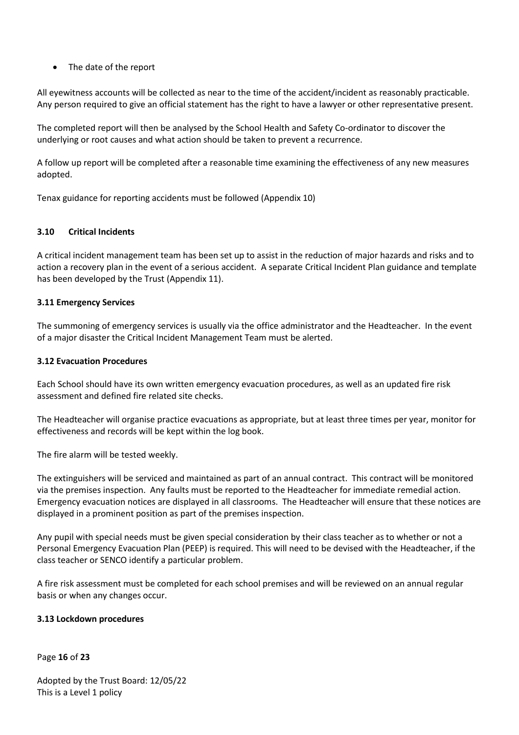- The date of the report

All eyewitness accounts will be collected as near to the time of the accident/incident as reasonably practicable. Any person required to give an official statement has the right to have a lawyer or other representative present.

The completed report will then be analysed by the School Health and Safety Co-ordinator to discover the underlying or root causes and what action should be taken to prevent a recurrence.

A follow up report will be completed after a reasonable time examining the effectiveness of any new measures adopted.

Tenax guidance for reporting accidents must be followed (Appendix 10)

### 3.10 Critical Incidents

A critical incident management team has been set up to assist in the reduction of major hazards and risks and to action a recovery plan in the event of a serious accident. A separate Critical Incident Plan guidance and template has been developed by the Trust (Appendix 11).

### 3.11 Emergency Services

The summoning of emergency services is usually via the office administrator and the Headteacher. In the event of a major disaster the Critical Incident Management Team must be alerted.

### 3.12 Evacuation Procedures

Each School should have its own written emergency evacuation procedures, as well as an updated fire risk assessment and defined fire related site checks.

The Headteacher will organise practice evacuations as appropriate, but at least three times per year, monitor for effectiveness and records will be kept within the log book.

The fire alarm will be tested weekly.

The extinguishers will be serviced and maintained as part of an annual contract. This contract will be monitored via the premises inspection. Any faults must be reported to the Headteacher for immediate remedial action. Emergency evacuation notices are displayed in all classrooms. The Headteacher will ensure that these notices are displayed in a prominent position as part of the premises inspection.

Any pupil with special needs must be given special consideration by their class teacher as to whether or not a Personal Emergency Evacuation Plan (PEEP) is required. This will need to be devised with the Headteacher, if the class teacher or SENCO identify a particular problem.

A fire risk assessment must be completed for each school premises and will be reviewed on an annual regular basis or when any changes occur.

### 3.13 Lockdown procedures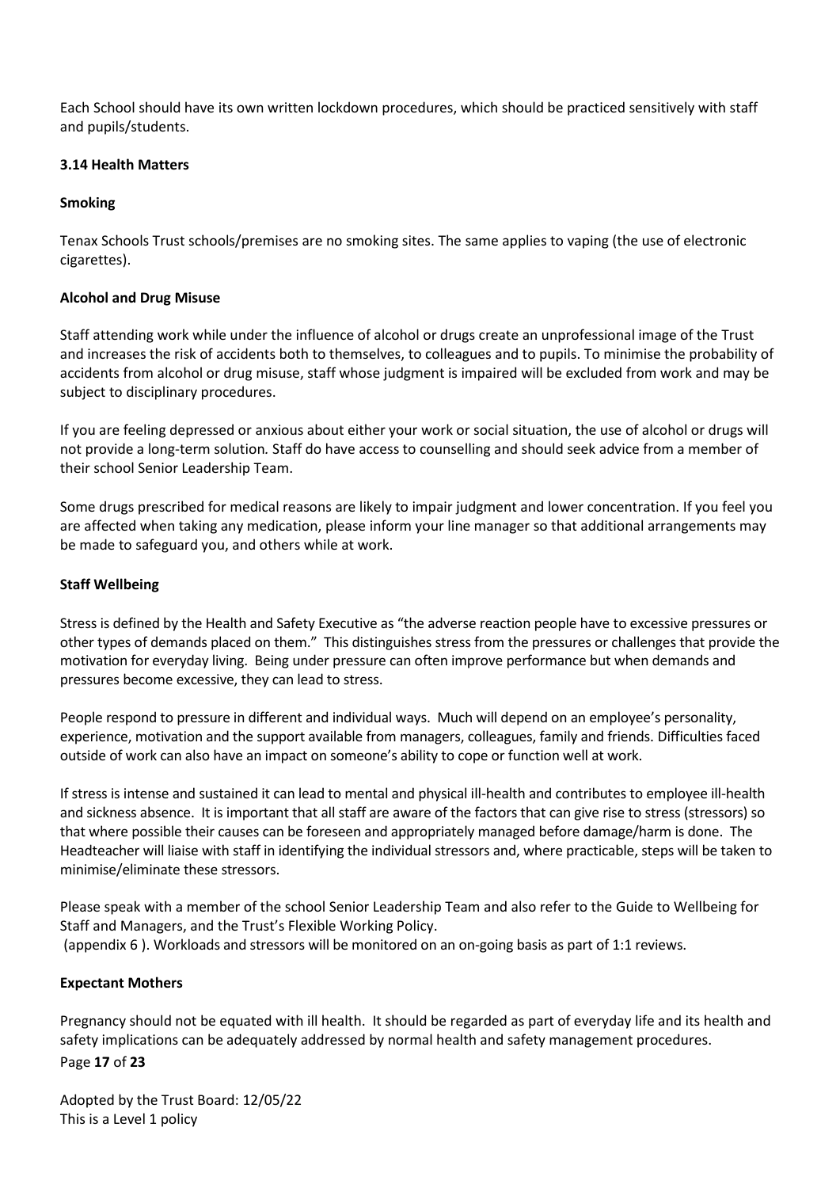Each School should have its own written lockdown procedures, which should be practiced sensitively with staff and pupils/students.

### 3.14 Health Matters

#### Smoking

Tenax Schools Trust schools/premises are no smoking sites. The same applies to vaping (the use of electronic cigarettes).

#### Alcohol and Drug Misuse

Staff attending work while under the influence of alcohol or drugs create an unprofessional image of the Trust and increases the risk of accidents both to themselves, to colleagues and to pupils. To minimise the probability of accidents from alcohol or drug misuse, staff whose judgment is impaired will be excluded from work and may be subject to disciplinary procedures.

If you are feeling depressed or anxious about either your work or social situation, the use of alcohol or drugs will not provide a long-term solution. Staff do have access to counselling and should seek advice from a member of their school Senior Leadership Team.

Some drugs prescribed for medical reasons are likely to impair judgment and lower concentration. If you feel you are affected when taking any medication, please inform your line manager so that additional arrangements may be made to safeguard you, and others while at work.

#### Staff Wellbeing

Stress is defined by the Health and Safety Executive as "the adverse reaction people have to excessive pressures or other types of demands placed on them." This distinguishes stress from the pressures or challenges that provide the motivation for everyday living. Being under pressure can often improve performance but when demands and pressures become excessive, they can lead to stress.

People respond to pressure in different and individual ways. Much will depend on an employee's personality, experience, motivation and the support available from managers, colleagues, family and friends. Difficulties faced outside of work can also have an impact on someone's ability to cope or function well at work.

If stress is intense and sustained it can lead to mental and physical ill-health and contributes to employee ill-health and sickness absence. It is important that all staff are aware of the factors that can give rise to stress (stressors) so that where possible their causes can be foreseen and appropriately managed before damage/harm is done. The Headteacher will liaise with staff in identifying the individual stressors and, where practicable, steps will be taken to minimise/eliminate these stressors.

Please speak with a member of the school Senior Leadership Team and also refer to the Guide to Wellbeing for Staff and Managers, and the Trust's Flexible Working Policy.
(appendix 6 ). Workloads and stressors will be monitored on an on-going basis as part of 1:1 reviews.

#### Expectant Mothers

Pregnancy should not be equated with ill health. It should be regarded as part of everyday life and its health and safety implications can be adequately addressed by normal health and safety management procedures.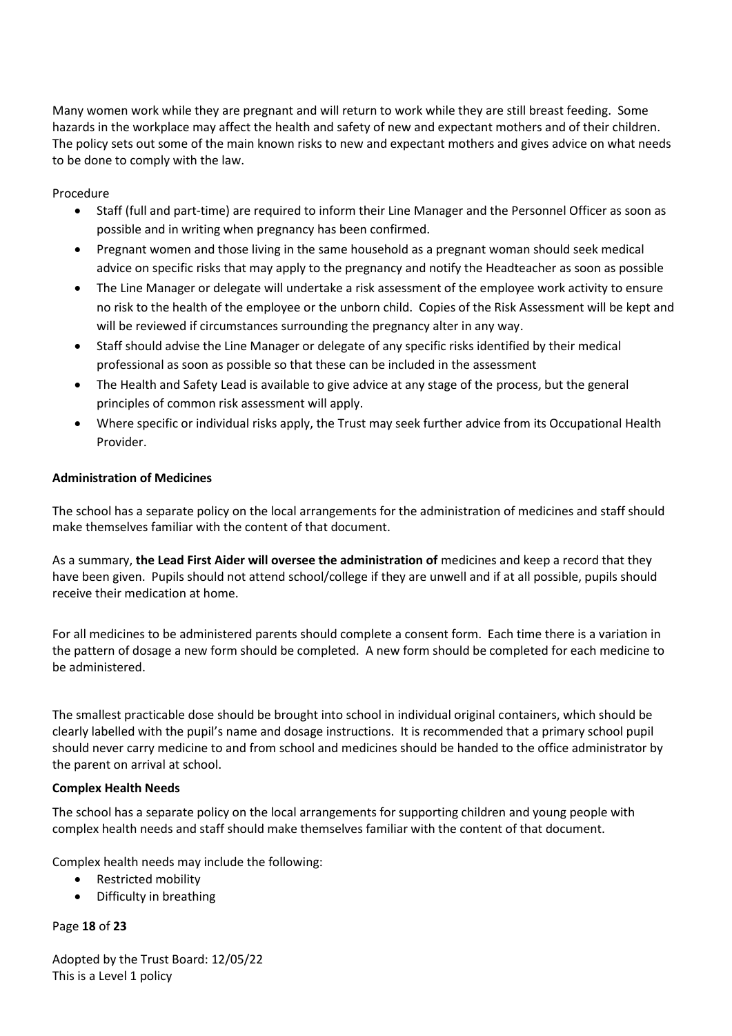Many women work while they are pregnant and will return to work while they are still breast feeding. Some hazards in the workplace may affect the health and safety of new and expectant mothers and of their children. The policy sets out some of the main known risks to new and expectant mothers and gives advice on what needs to be done to comply with the law.

Procedure

- Staff (full and part-time) are required to inform their Line Manager and the Personnel Officer as soon as possible and in writing when pregnancy has been confirmed.
- Pregnant women and those living in the same household as a pregnant woman should seek medical advice on specific risks that may apply to the pregnancy and notify the Headteacher as soon as possible
- The Line Manager or delegate will undertake a risk assessment of the employee work activity to ensure no risk to the health of the employee or the unborn child. Copies of the Risk Assessment will be kept and will be reviewed if circumstances surrounding the pregnancy alter in any way.
- Staff should advise the Line Manager or delegate of any specific risks identified by their medical professional as soon as possible so that these can be included in the assessment
- The Health and Safety Lead is available to give advice at any stage of the process, but the general principles of common risk assessment will apply.
- Where specific or individual risks apply, the Trust may seek further advice from its Occupational Health Provider.

**Administration of Medicines**

The school has a separate policy on the local arrangements for the administration of medicines and staff should make themselves familiar with the content of that document.

As a summary, **the Lead First Aider will oversee the administration of** medicines and keep a record that they have been given. Pupils should not attend school/college if they are unwell and if at all possible, pupils should receive their medication at home.

For all medicines to be administered parents should complete a consent form. Each time there is a variation in the pattern of dosage a new form should be completed. A new form should be completed for each medicine to be administered.

The smallest practicable dose should be brought into school in individual original containers, which should be clearly labelled with the pupil's name and dosage instructions. It is recommended that a primary school pupil should never carry medicine to and from school and medicines should be handed to the office administrator by the parent on arrival at school.

**Complex Health Needs**

The school has a separate policy on the local arrangements for supporting children and young people with complex health needs and staff should make themselves familiar with the content of that document.

Complex health needs may include the following:

- Restricted mobility
- Difficulty in breathing

Adopted by the Trust Board: 12/05/22
This is a Level 1 policy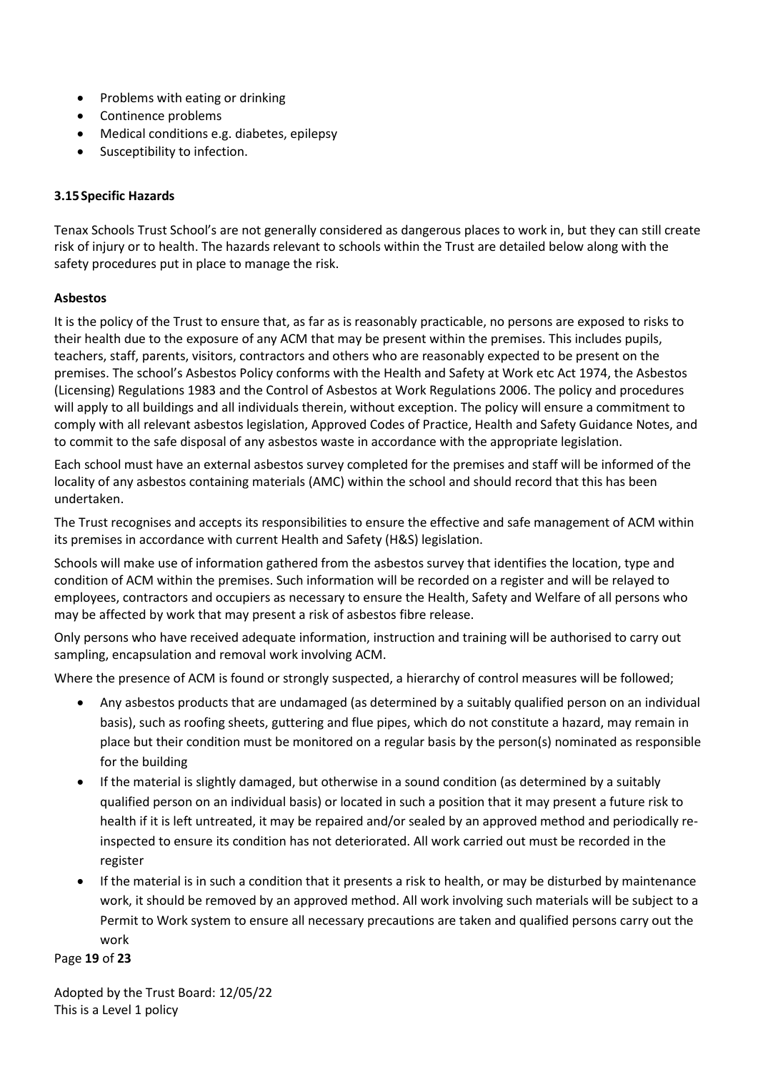- Problems with eating or drinking
- Continence problems
- Medical conditions e.g. diabetes, epilepsy
- Susceptibility to infection.

### 3.15 Specific Hazards

Tenax Schools Trust School's are not generally considered as dangerous places to work in, but they can still create risk of injury or to health. The hazards relevant to schools within the Trust are detailed below along with the safety procedures put in place to manage the risk.

**Asbestos**

It is the policy of the Trust to ensure that, as far as is reasonably practicable, no persons are exposed to risks to their health due to the exposure of any ACM that may be present within the premises. This includes pupils, teachers, staff, parents, visitors, contractors and others who are reasonably expected to be present on the premises. The school's Asbestos Policy conforms with the Health and Safety at Work etc Act 1974, the Asbestos (Licensing) Regulations 1983 and the Control of Asbestos at Work Regulations 2006. The policy and procedures will apply to all buildings and all individuals therein, without exception. The policy will ensure a commitment to comply with all relevant asbestos legislation, Approved Codes of Practice, Health and Safety Guidance Notes, and to commit to the safe disposal of any asbestos waste in accordance with the appropriate legislation.

Each school must have an external asbestos survey completed for the premises and staff will be informed of the locality of any asbestos containing materials (AMC) within the school and should record that this has been undertaken.

The Trust recognises and accepts its responsibilities to ensure the effective and safe management of ACM within its premises in accordance with current Health and Safety (H&S) legislation.

Schools will make use of information gathered from the asbestos survey that identifies the location, type and condition of ACM within the premises. Such information will be recorded on a register and will be relayed to employees, contractors and occupiers as necessary to ensure the Health, Safety and Welfare of all persons who may be affected by work that may present a risk of asbestos fibre release.

Only persons who have received adequate information, instruction and training will be authorised to carry out sampling, encapsulation and removal work involving ACM.

Where the presence of ACM is found or strongly suspected, a hierarchy of control measures will be followed;

- Any asbestos products that are undamaged (as determined by a suitably qualified person on an individual basis), such as roofing sheets, guttering and flue pipes, which do not constitute a hazard, may remain in place but their condition must be monitored on a regular basis by the person(s) nominated as responsible for the building
- If the material is slightly damaged, but otherwise in a sound condition (as determined by a suitably qualified person on an individual basis) or located in such a position that it may present a future risk to health if it is left untreated, it may be repaired and/or sealed by an approved method and periodically re-inspected to ensure its condition has not deteriorated. All work carried out must be recorded in the register
- If the material is in such a condition that it presents a risk to health, or may be disturbed by maintenance work, it should be removed by an approved method. All work involving such materials will be subject to a Permit to Work system to ensure all necessary precautions are taken and qualified persons carry out the work

Adopted by the Trust Board: 12/05/22
This is a Level 1 policy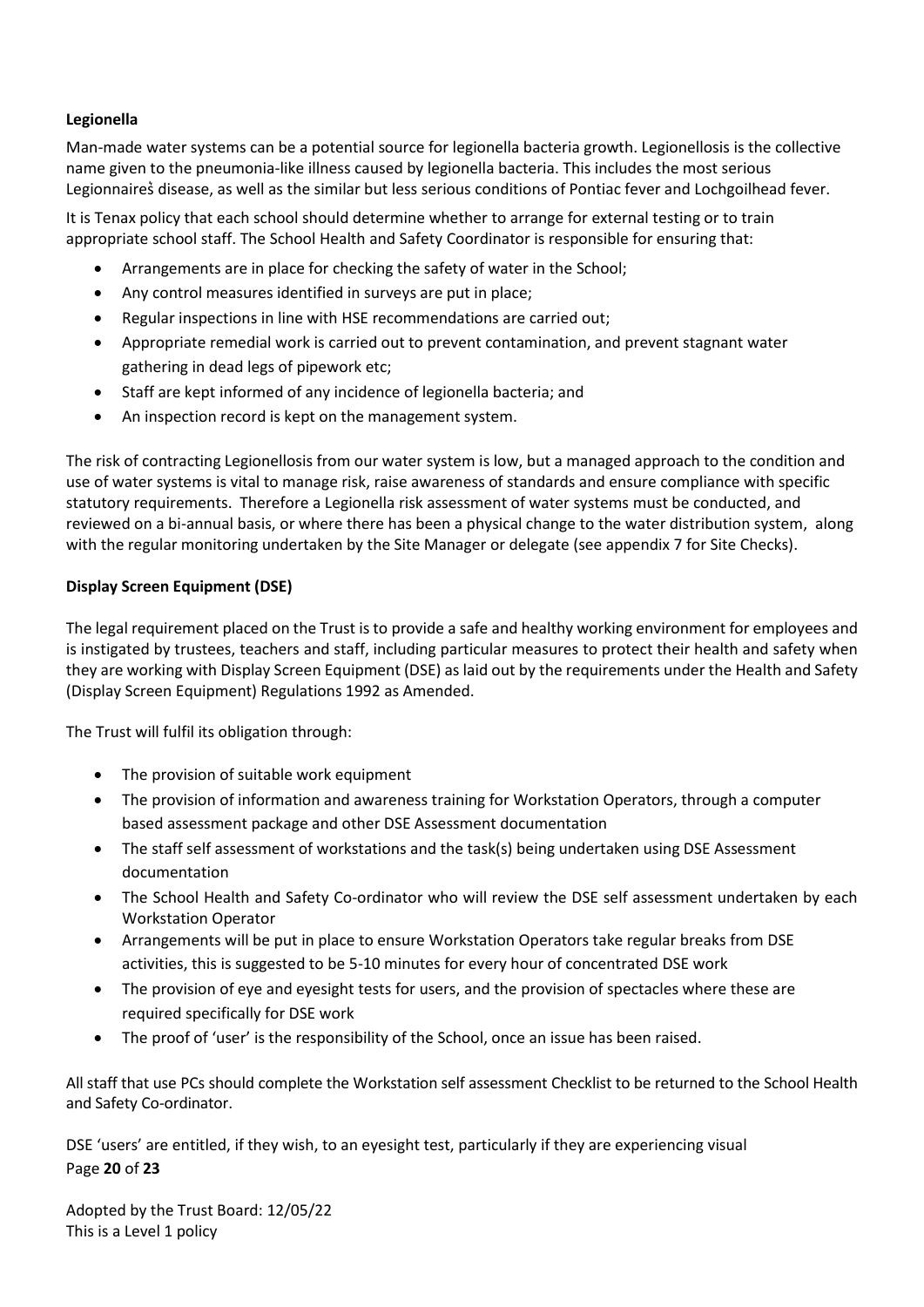**Legionella**

Man-made water systems can be a potential source for legionella bacteria growth. Legionellosis is the collective name given to the pneumonia-like illness caused by legionella bacteria. This includes the most serious Legionnaires̓ disease, as well as the similar but less serious conditions of Pontiac fever and Lochgoilhead fever.

It is Tenax policy that each school should determine whether to arrange for external testing or to train appropriate school staff. The School Health and Safety Coordinator is responsible for ensuring that:

- Arrangements are in place for checking the safety of water in the School;
- Any control measures identified in surveys are put in place;
- Regular inspections in line with HSE recommendations are carried out;
- Appropriate remedial work is carried out to prevent contamination, and prevent stagnant water gathering in dead legs of pipework etc;
- Staff are kept informed of any incidence of legionella bacteria; and
- An inspection record is kept on the management system.

The risk of contracting Legionellosis from our water system is low, but a managed approach to the condition and use of water systems is vital to manage risk, raise awareness of standards and ensure compliance with specific statutory requirements. Therefore a Legionella risk assessment of water systems must be conducted, and reviewed on a bi-annual basis, or where there has been a physical change to the water distribution system, along with the regular monitoring undertaken by the Site Manager or delegate (see appendix 7 for Site Checks).

**Display Screen Equipment (DSE)**

The legal requirement placed on the Trust is to provide a safe and healthy working environment for employees and is instigated by trustees, teachers and staff, including particular measures to protect their health and safety when they are working with Display Screen Equipment (DSE) as laid out by the requirements under the Health and Safety (Display Screen Equipment) Regulations 1992 as Amended.

The Trust will fulfil its obligation through:

- The provision of suitable work equipment
- The provision of information and awareness training for Workstation Operators, through a computer based assessment package and other DSE Assessment documentation
- The staff self assessment of workstations and the task(s) being undertaken using DSE Assessment documentation
- The School Health and Safety Co-ordinator who will review the DSE self assessment undertaken by each Workstation Operator
- Arrangements will be put in place to ensure Workstation Operators take regular breaks from DSE activities, this is suggested to be 5-10 minutes for every hour of concentrated DSE work
- The provision of eye and eyesight tests for users, and the provision of spectacles where these are required specifically for DSE work
- The proof of 'user' is the responsibility of the School, once an issue has been raised.

All staff that use PCs should complete the Workstation self assessment Checklist to be returned to the School Health and Safety Co-ordinator.

DSE 'users' are entitled, if they wish, to an eyesight test, particularly if they are experiencing visual

Adopted by the Trust Board: 12/05/22
This is a Level 1 policy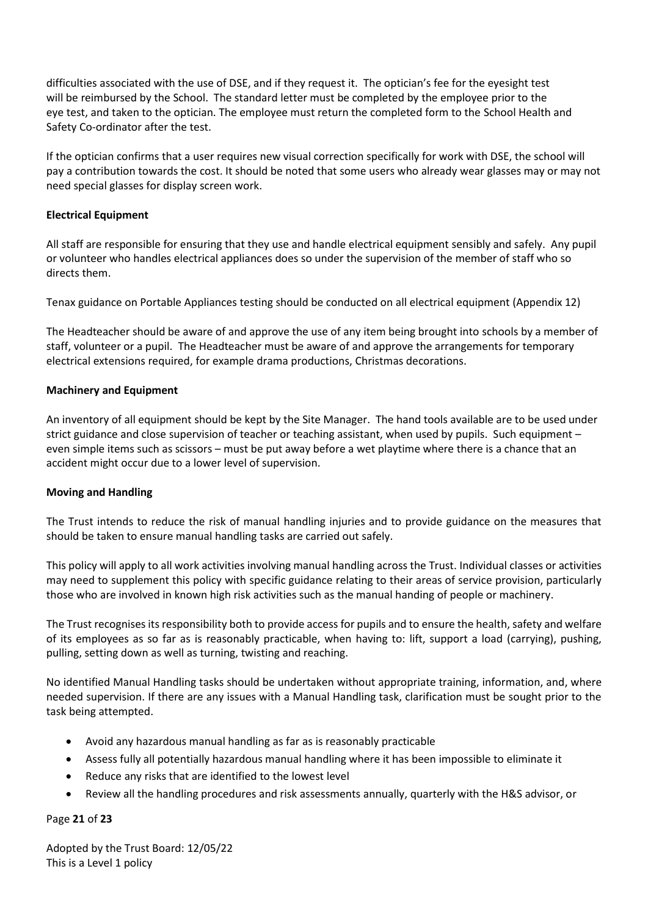difficulties associated with the use of DSE, and if they request it. The optician's fee for the eyesight test will be reimbursed by the School. The standard letter must be completed by the employee prior to the eye test, and taken to the optician. The employee must return the completed form to the School Health and Safety Co-ordinator after the test.

If the optician confirms that a user requires new visual correction specifically for work with DSE, the school will pay a contribution towards the cost. It should be noted that some users who already wear glasses may or may not need special glasses for display screen work.

**Electrical Equipment**

All staff are responsible for ensuring that they use and handle electrical equipment sensibly and safely. Any pupil or volunteer who handles electrical appliances does so under the supervision of the member of staff who so directs them.

Tenax guidance on Portable Appliances testing should be conducted on all electrical equipment (Appendix 12)

The Headteacher should be aware of and approve the use of any item being brought into schools by a member of staff, volunteer or a pupil. The Headteacher must be aware of and approve the arrangements for temporary electrical extensions required, for example drama productions, Christmas decorations.

**Machinery and Equipment**

An inventory of all equipment should be kept by the Site Manager. The hand tools available are to be used under strict guidance and close supervision of teacher or teaching assistant, when used by pupils. Such equipment – even simple items such as scissors – must be put away before a wet playtime where there is a chance that an accident might occur due to a lower level of supervision.

**Moving and Handling**

The Trust intends to reduce the risk of manual handling injuries and to provide guidance on the measures that should be taken to ensure manual handling tasks are carried out safely.

This policy will apply to all work activities involving manual handling across the Trust. Individual classes or activities may need to supplement this policy with specific guidance relating to their areas of service provision, particularly those who are involved in known high risk activities such as the manual handing of people or machinery.

The Trust recognises its responsibility both to provide access for pupils and to ensure the health, safety and welfare of its employees as so far as is reasonably practicable, when having to: lift, support a load (carrying), pushing, pulling, setting down as well as turning, twisting and reaching.

No identified Manual Handling tasks should be undertaken without appropriate training, information, and, where needed supervision. If there are any issues with a Manual Handling task, clarification must be sought prior to the task being attempted.

- Avoid any hazardous manual handling as far as is reasonably practicable
- Assess fully all potentially hazardous manual handling where it has been impossible to eliminate it
- Reduce any risks that are identified to the lowest level
- Review all the handling procedures and risk assessments annually, quarterly with the H&S advisor, or

Adopted by the Trust Board: 12/05/22
This is a Level 1 policy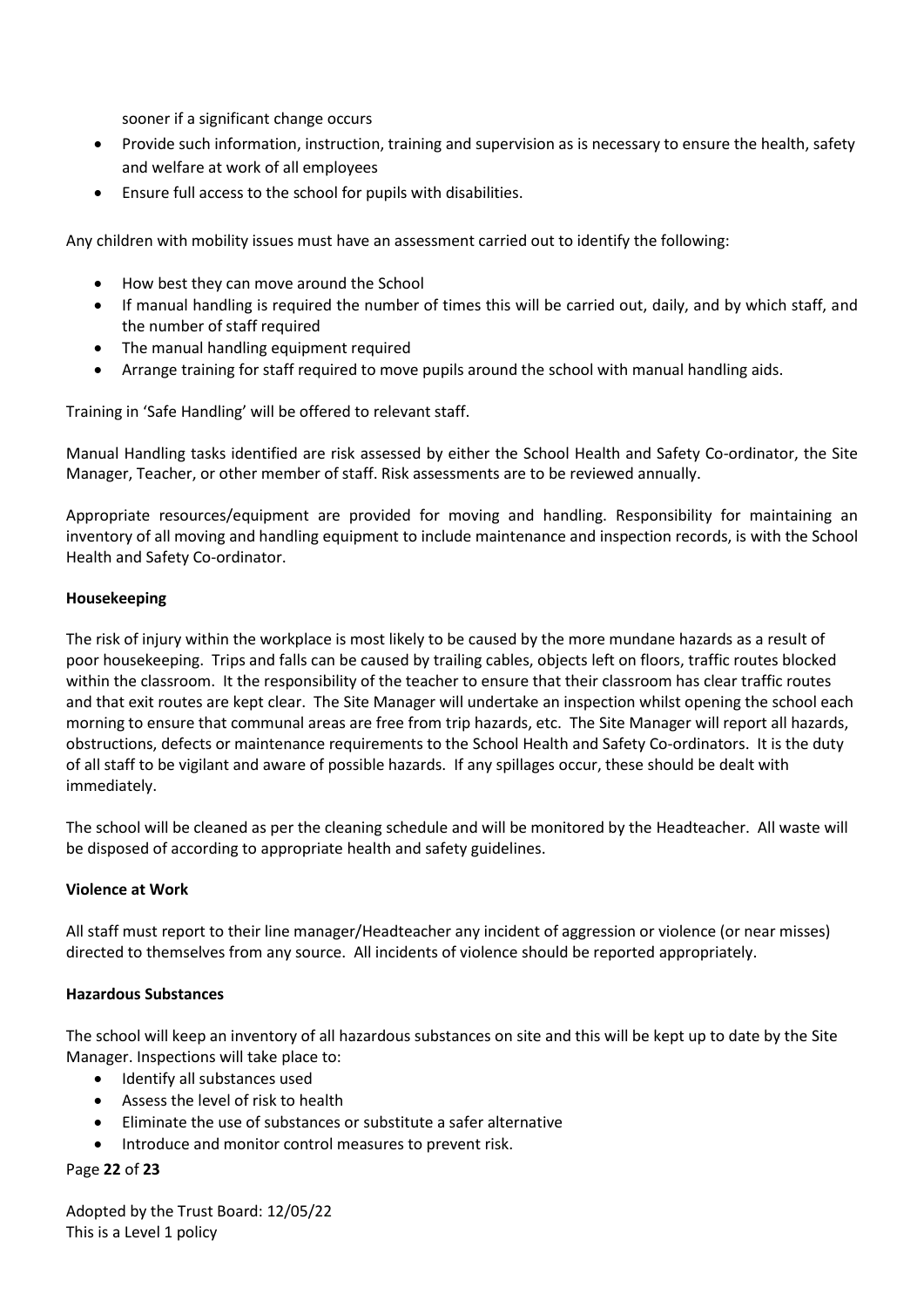sooner if a significant change occurs

- Provide such information, instruction, training and supervision as is necessary to ensure the health, safety and welfare at work of all employees
- Ensure full access to the school for pupils with disabilities.

Any children with mobility issues must have an assessment carried out to identify the following:

- How best they can move around the School
- If manual handling is required the number of times this will be carried out, daily, and by which staff, and the number of staff required
- The manual handling equipment required
- Arrange training for staff required to move pupils around the school with manual handling aids.

Training in 'Safe Handling' will be offered to relevant staff.

Manual Handling tasks identified are risk assessed by either the School Health and Safety Co-ordinator, the Site Manager, Teacher, or other member of staff. Risk assessments are to be reviewed annually.

Appropriate resources/equipment are provided for moving and handling. Responsibility for maintaining an inventory of all moving and handling equipment to include maintenance and inspection records, is with the School Health and Safety Co-ordinator.

**Housekeeping**

The risk of injury within the workplace is most likely to be caused by the more mundane hazards as a result of poor housekeeping. Trips and falls can be caused by trailing cables, objects left on floors, traffic routes blocked within the classroom. It the responsibility of the teacher to ensure that their classroom has clear traffic routes and that exit routes are kept clear. The Site Manager will undertake an inspection whilst opening the school each morning to ensure that communal areas are free from trip hazards, etc. The Site Manager will report all hazards, obstructions, defects or maintenance requirements to the School Health and Safety Co-ordinators. It is the duty of all staff to be vigilant and aware of possible hazards. If any spillages occur, these should be dealt with immediately.

The school will be cleaned as per the cleaning schedule and will be monitored by the Headteacher. All waste will be disposed of according to appropriate health and safety guidelines.

**Violence at Work**

All staff must report to their line manager/Headteacher any incident of aggression or violence (or near misses) directed to themselves from any source. All incidents of violence should be reported appropriately.

**Hazardous Substances**

The school will keep an inventory of all hazardous substances on site and this will be kept up to date by the Site Manager. Inspections will take place to:

- Identify all substances used
- Assess the level of risk to health
- Eliminate the use of substances or substitute a safer alternative
- Introduce and monitor control measures to prevent risk.

Adopted by the Trust Board: 12/05/22
This is a Level 1 policy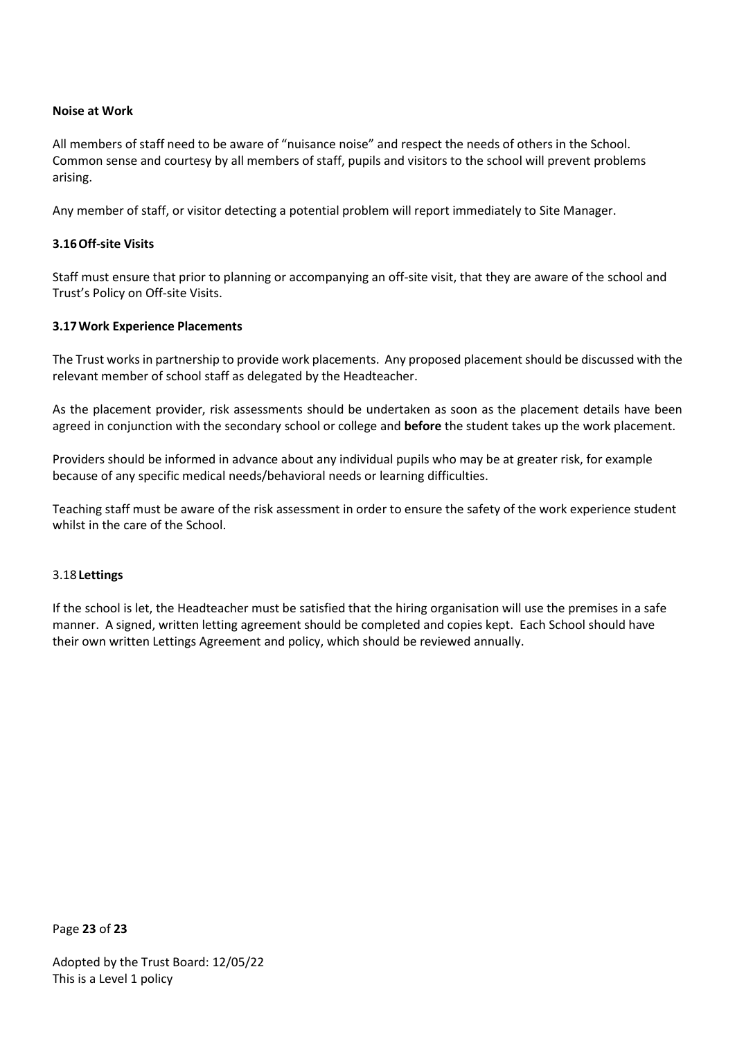**Noise at Work**

All members of staff need to be aware of "nuisance noise" and respect the needs of others in the School. Common sense and courtesy by all members of staff, pupils and visitors to the school will prevent problems arising.

Any member of staff, or visitor detecting a potential problem will report immediately to Site Manager.

### 3.16 Off-site Visits

Staff must ensure that prior to planning or accompanying an off-site visit, that they are aware of the school and Trust's Policy on Off-site Visits.

### 3.17 Work Experience Placements

The Trust works in partnership to provide work placements. Any proposed placement should be discussed with the relevant member of school staff as delegated by the Headteacher.

As the placement provider, risk assessments should be undertaken as soon as the placement details have been agreed in conjunction with the secondary school or college and **before** the student takes up the work placement.

Providers should be informed in advance about any individual pupils who may be at greater risk, for example because of any specific medical needs/behavioral needs or learning difficulties.

Teaching staff must be aware of the risk assessment in order to ensure the safety of the work experience student whilst in the care of the School.

### 3.18 Lettings

If the school is let, the Headteacher must be satisfied that the hiring organisation will use the premises in a safe manner. A signed, written letting agreement should be completed and copies kept. Each School should have their own written Lettings Agreement and policy, which should be reviewed annually.